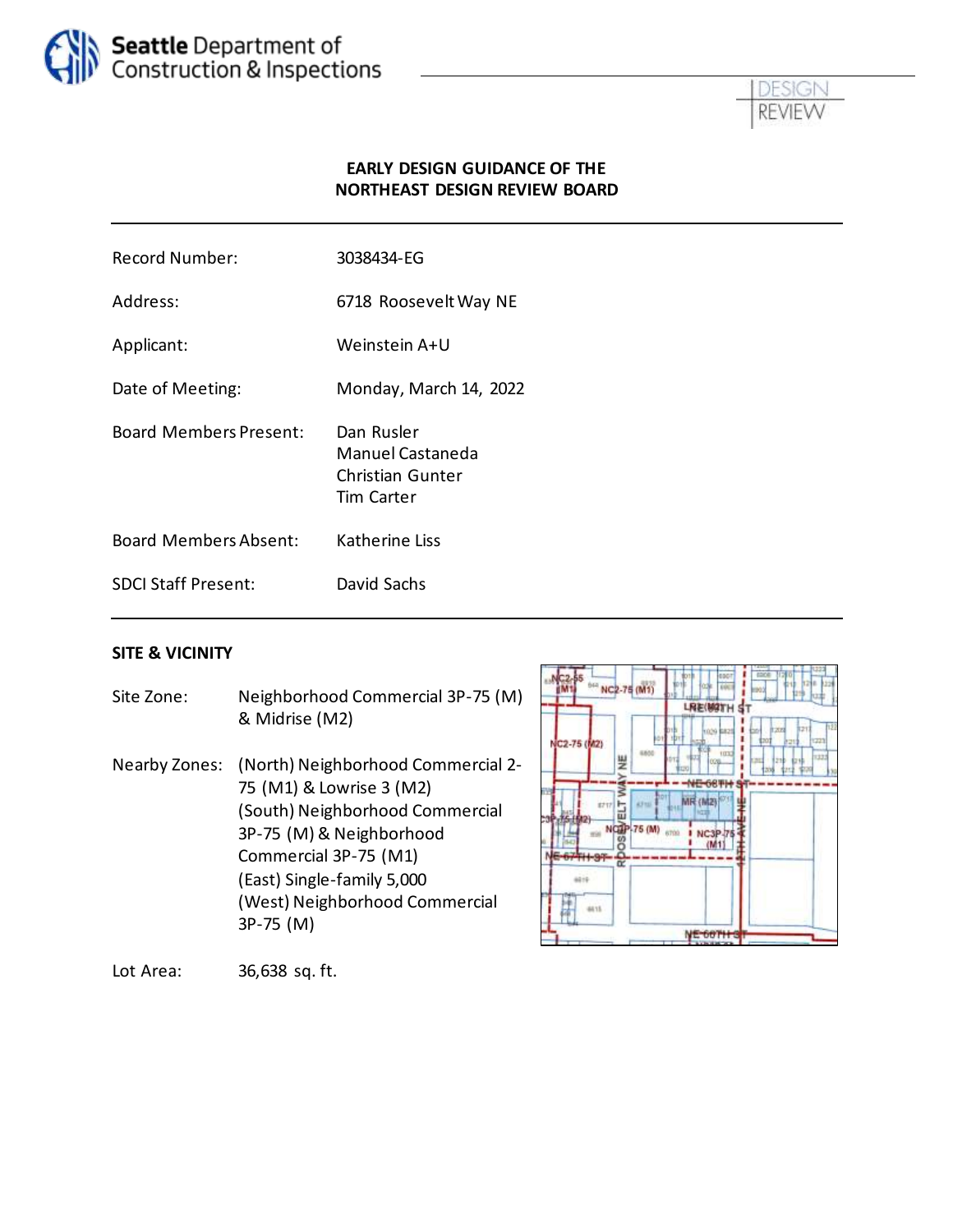# EARLY DESIGN GUIDANCE OF THE NORTHEAST DESIGN REVIEW BOARD

| | |
|---|---|
| Record Number: | 3038434-EG |
| Address: | 6718 Roosevelt Way NE |
| Applicant: | Weinstein A+U |
| Date of Meeting: | Monday, March 14, 2022 |
| Board Members Present: | Dan Rusler<br>Manuel Castaneda<br>Christian Gunter<br>Tim Carter |
| Board Members Absent: | Katherine Liss |
| SDCI Staff Present: | David Sachs |

## SITE & VICINITY

**Site Zone:** Neighborhood Commercial 3P-75 (M) & Midrise (M2)

**Nearby Zones:** (North) Neighborhood Commercial 2-75 (M1) & Lowrise 3 (M2)
(South) Neighborhood Commercial 3P-75 (M) & Neighborhood Commercial 3P-75 (M1)
(East) Single-family 5,000
(West) Neighborhood Commercial 3P-75 (M)

**Lot Area:** 36,638 sq. ft.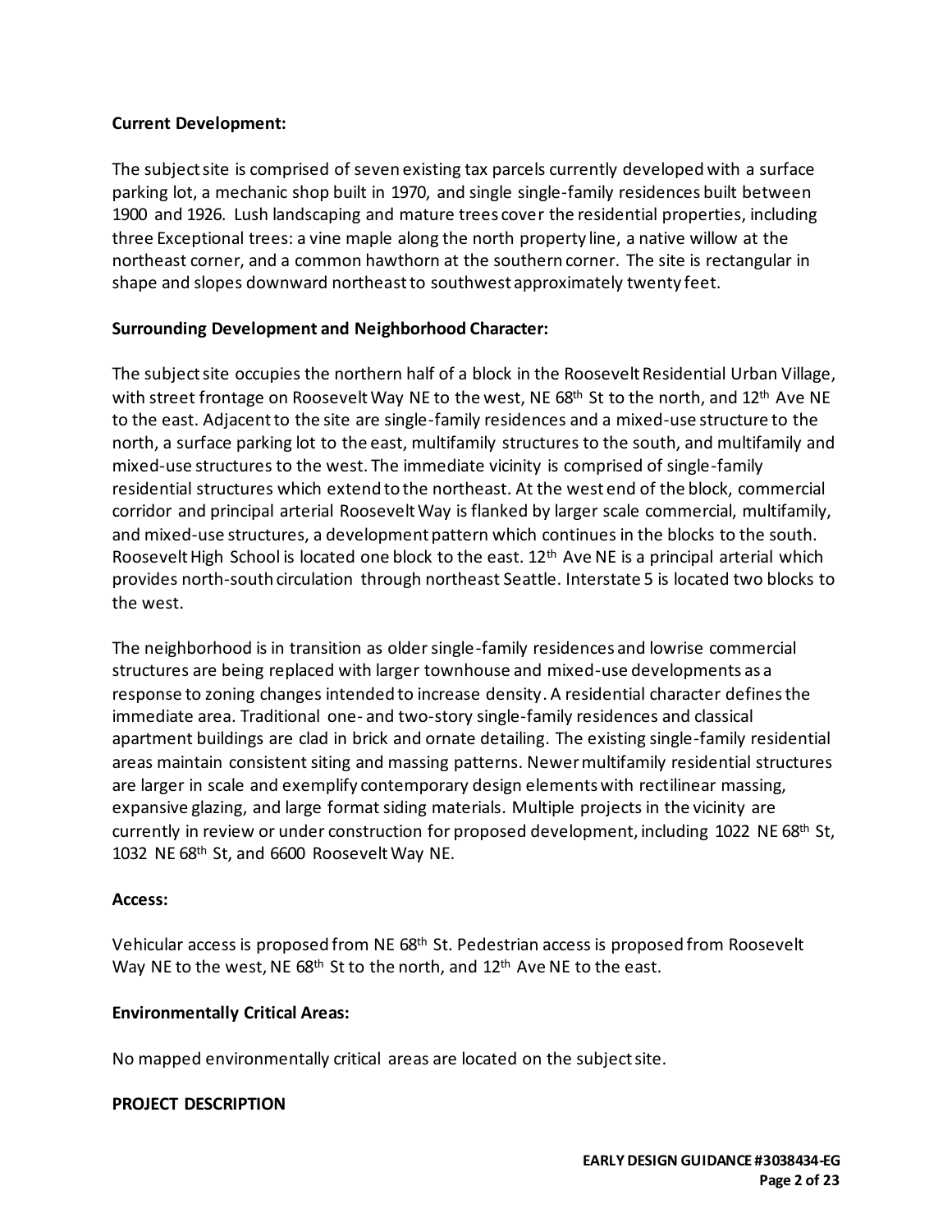**Current Development:**

The subject site is comprised of seven existing tax parcels currently developed with a surface parking lot, a mechanic shop built in 1970, and single single-family residences built between 1900 and 1926. Lush landscaping and mature trees cover the residential properties, including three Exceptional trees: a vine maple along the north property line, a native willow at the northeast corner, and a common hawthorn at the southern corner. The site is rectangular in shape and slopes downward northeast to southwest approximately twenty feet.

**Surrounding Development and Neighborhood Character:**

The subject site occupies the northern half of a block in the Roosevelt Residential Urban Village, with street frontage on Roosevelt Way NE to the west, NE 68th St to the north, and 12th Ave NE to the east. Adjacent to the site are single-family residences and a mixed-use structure to the north, a surface parking lot to the east, multifamily structures to the south, and multifamily and mixed-use structures to the west. The immediate vicinity is comprised of single-family residential structures which extend to the northeast. At the west end of the block, commercial corridor and principal arterial Roosevelt Way is flanked by larger scale commercial, multifamily, and mixed-use structures, a development pattern which continues in the blocks to the south. Roosevelt High School is located one block to the east. 12th Ave NE is a principal arterial which provides north-south circulation through northeast Seattle. Interstate 5 is located two blocks to the west.

The neighborhood is in transition as older single-family residences and lowrise commercial structures are being replaced with larger townhouse and mixed-use developments as a response to zoning changes intended to increase density. A residential character defines the immediate area. Traditional one- and two-story single-family residences and classical apartment buildings are clad in brick and ornate detailing. The existing single-family residential areas maintain consistent siting and massing patterns. Newer multifamily residential structures are larger in scale and exemplify contemporary design elements with rectilinear massing, expansive glazing, and large format siding materials. Multiple projects in the vicinity are currently in review or under construction for proposed development, including 1022 NE 68th St, 1032 NE 68th St, and 6600 Roosevelt Way NE.

**Access:**

Vehicular access is proposed from NE 68th St. Pedestrian access is proposed from Roosevelt Way NE to the west, NE 68th St to the north, and 12th Ave NE to the east.

**Environmentally Critical Areas:**

No mapped environmentally critical areas are located on the subject site.

**PROJECT DESCRIPTION**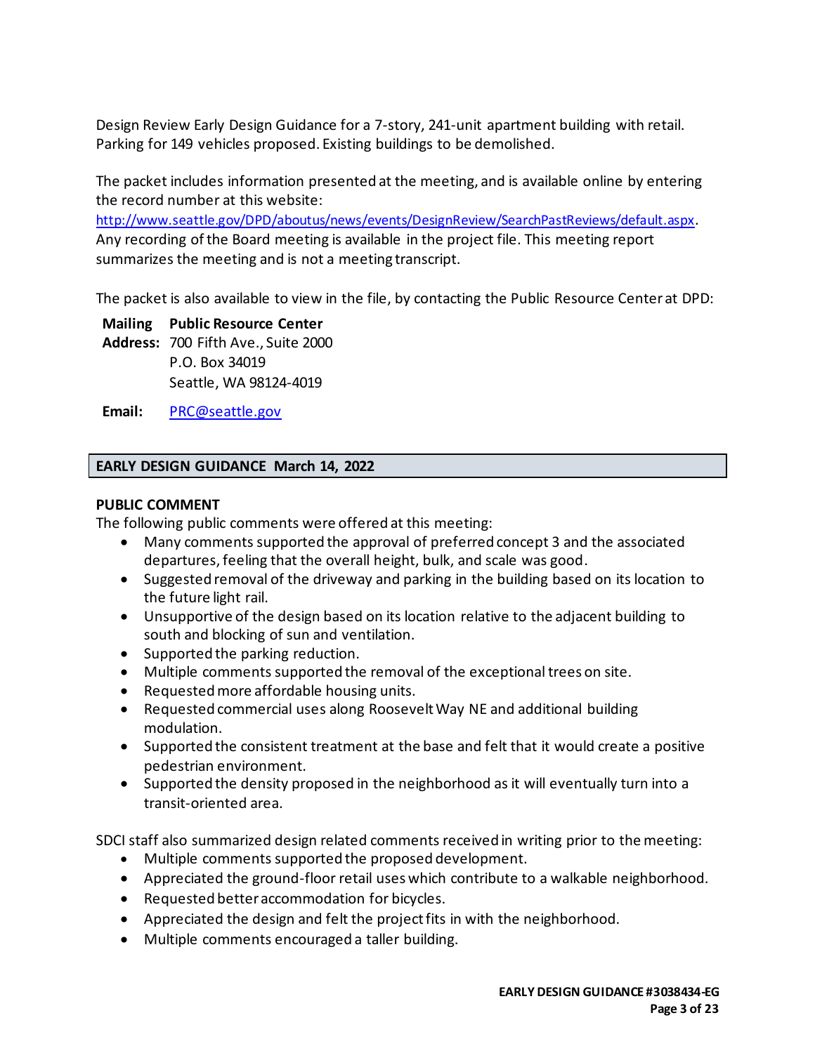Design Review Early Design Guidance for a 7-story, 241-unit apartment building with retail. Parking for 149 vehicles proposed. Existing buildings to be demolished.

The packet includes information presented at the meeting, and is available online by entering the record number at this website:
http://www.seattle.gov/DPD/aboutus/news/events/DesignReview/SearchPastReviews/default.aspx. Any recording of the Board meeting is available in the project file. This meeting report summarizes the meeting and is not a meeting transcript.

The packet is also available to view in the file, by contacting the Public Resource Center at DPD:

**Mailing Address:** **Public Resource Center**
700 Fifth Ave., Suite 2000
P.O. Box 34019
Seattle, WA 98124-4019

**Email:** PRC@seattle.gov

## EARLY DESIGN GUIDANCE March 14, 2022

### PUBLIC COMMENT

The following public comments were offered at this meeting:

- Many comments supported the approval of preferred concept 3 and the associated departures, feeling that the overall height, bulk, and scale was good.
- Suggested removal of the driveway and parking in the building based on its location to the future light rail.
- Unsupportive of the design based on its location relative to the adjacent building to south and blocking of sun and ventilation.
- Supported the parking reduction.
- Multiple comments supported the removal of the exceptional trees on site.
- Requested more affordable housing units.
- Requested commercial uses along Roosevelt Way NE and additional building modulation.
- Supported the consistent treatment at the base and felt that it would create a positive pedestrian environment.
- Supported the density proposed in the neighborhood as it will eventually turn into a transit-oriented area.

SDCI staff also summarized design related comments received in writing prior to the meeting:

- Multiple comments supported the proposed development.
- Appreciated the ground-floor retail uses which contribute to a walkable neighborhood.
- Requested better accommodation for bicycles.
- Appreciated the design and felt the project fits in with the neighborhood.
- Multiple comments encouraged a taller building.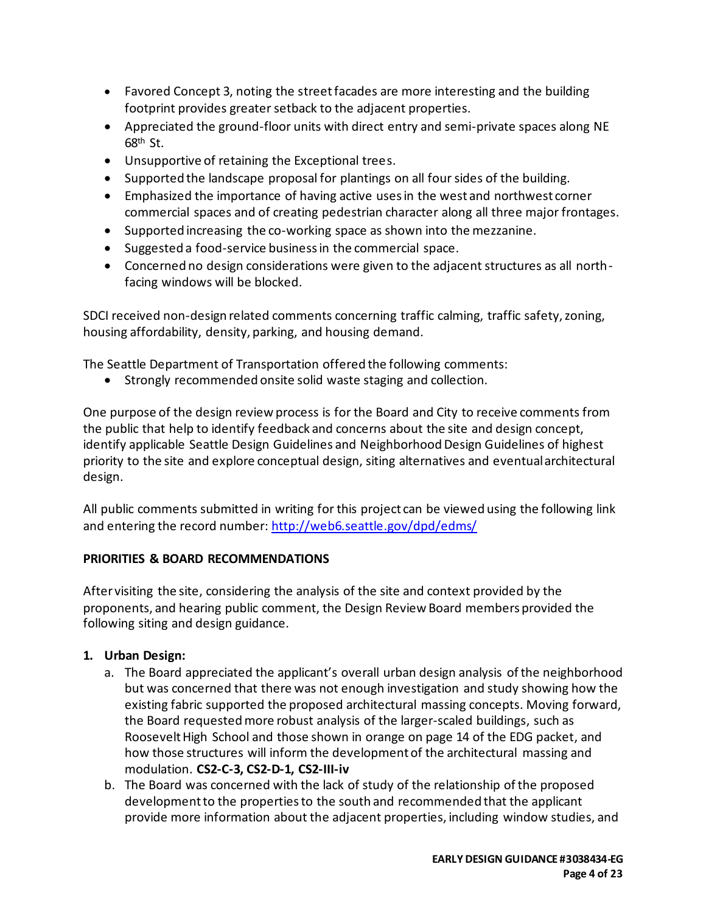- Favored Concept 3, noting the street facades are more interesting and the building footprint provides greater setback to the adjacent properties.
- Appreciated the ground-floor units with direct entry and semi-private spaces along NE 68th St.
- Unsupportive of retaining the Exceptional trees.
- Supported the landscape proposal for plantings on all four sides of the building.
- Emphasized the importance of having active uses in the west and northwest corner commercial spaces and of creating pedestrian character along all three major frontages.
- Supported increasing the co-working space as shown into the mezzanine.
- Suggested a food-service business in the commercial space.
- Concerned no design considerations were given to the adjacent structures as all north-facing windows will be blocked.

SDCI received non-design related comments concerning traffic calming, traffic safety, zoning, housing affordability, density, parking, and housing demand.

The Seattle Department of Transportation offered the following comments:

- Strongly recommended onsite solid waste staging and collection.

One purpose of the design review process is for the Board and City to receive comments from the public that help to identify feedback and concerns about the site and design concept, identify applicable Seattle Design Guidelines and Neighborhood Design Guidelines of highest priority to the site and explore conceptual design, siting alternatives and eventual architectural design.

All public comments submitted in writing for this project can be viewed using the following link and entering the record number: http://web6.seattle.gov/dpd/edms/

## PRIORITIES & BOARD RECOMMENDATIONS

After visiting the site, considering the analysis of the site and context provided by the proponents, and hearing public comment, the Design Review Board members provided the following siting and design guidance.

1. **Urban Design:**
   a. The Board appreciated the applicant's overall urban design analysis of the neighborhood but was concerned that there was not enough investigation and study showing how the existing fabric supported the proposed architectural massing concepts. Moving forward, the Board requested more robust analysis of the larger-scaled buildings, such as Roosevelt High School and those shown in orange on page 14 of the EDG packet, and how those structures will inform the development of the architectural massing and modulation. **CS2-C-3, CS2-D-1, CS2-III-iv**
   b. The Board was concerned with the lack of study of the relationship of the proposed development to the properties to the south and recommended that the applicant provide more information about the adjacent properties, including window studies, and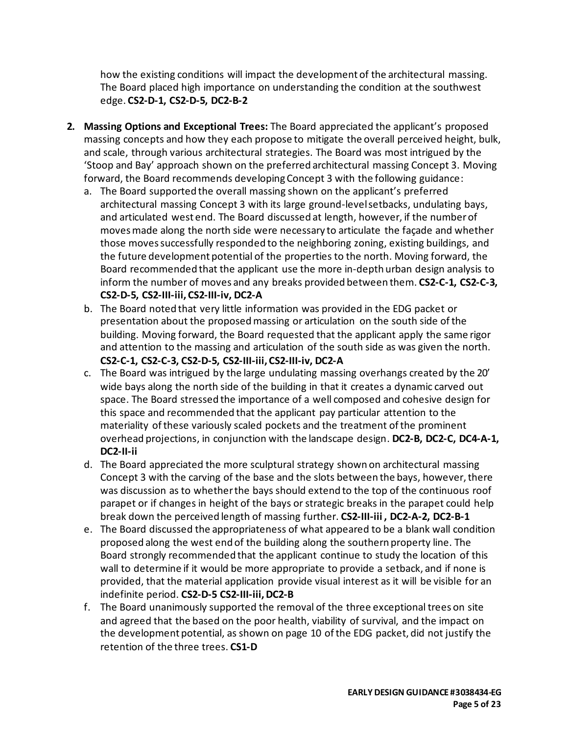how the existing conditions will impact the development of the architectural massing. The Board placed high importance on understanding the condition at the southwest edge. **CS2-D-1, CS2-D-5, DC2-B-2**

2. **Massing Options and Exceptional Trees:** The Board appreciated the applicant's proposed massing concepts and how they each propose to mitigate the overall perceived height, bulk, and scale, through various architectural strategies. The Board was most intrigued by the 'Stoop and Bay' approach shown on the preferred architectural massing Concept 3. Moving forward, the Board recommends developing Concept 3 with the following guidance:
   a. The Board supported the overall massing shown on the applicant's preferred architectural massing Concept 3 with its large ground-level setbacks, undulating bays, and articulated west end. The Board discussed at length, however, if the number of moves made along the north side were necessary to articulate the façade and whether those moves successfully responded to the neighboring zoning, existing buildings, and the future development potential of the properties to the north. Moving forward, the Board recommended that the applicant use the more in-depth urban design analysis to inform the number of moves and any breaks provided between them. **CS2-C-1, CS2-C-3, CS2-D-5, CS2-III-iii, CS2-III-iv, DC2-A**
   b. The Board noted that very little information was provided in the EDG packet or presentation about the proposed massing or articulation on the south side of the building. Moving forward, the Board requested that the applicant apply the same rigor and attention to the massing and articulation of the south side as was given the north. **CS2-C-1, CS2-C-3, CS2-D-5, CS2-III-iii, CS2-III-iv, DC2-A**
   c. The Board was intrigued by the large undulating massing overhangs created by the 20' wide bays along the north side of the building in that it creates a dynamic carved out space. The Board stressed the importance of a well composed and cohesive design for this space and recommended that the applicant pay particular attention to the materiality of these variously scaled pockets and the treatment of the prominent overhead projections, in conjunction with the landscape design. **DC2-B, DC2-C, DC4-A-1, DC2-II-ii**
   d. The Board appreciated the more sculptural strategy shown on architectural massing Concept 3 with the carving of the base and the slots between the bays, however, there was discussion as to whether the bays should extend to the top of the continuous roof parapet or if changes in height of the bays or strategic breaks in the parapet could help break down the perceived length of massing further. **CS2-III-iii , DC2-A-2, DC2-B-1**
   e. The Board discussed the appropriateness of what appeared to be a blank wall condition proposed along the west end of the building along the southern property line. The Board strongly recommended that the applicant continue to study the location of this wall to determine if it would be more appropriate to provide a setback, and if none is provided, that the material application provide visual interest as it will be visible for an indefinite period. **CS2-D-5 CS2-III-iii, DC2-B**
   f. The Board unanimously supported the removal of the three exceptional trees on site and agreed that the based on the poor health, viability of survival, and the impact on the development potential, as shown on page 10 of the EDG packet, did not justify the retention of the three trees. **CS1-D**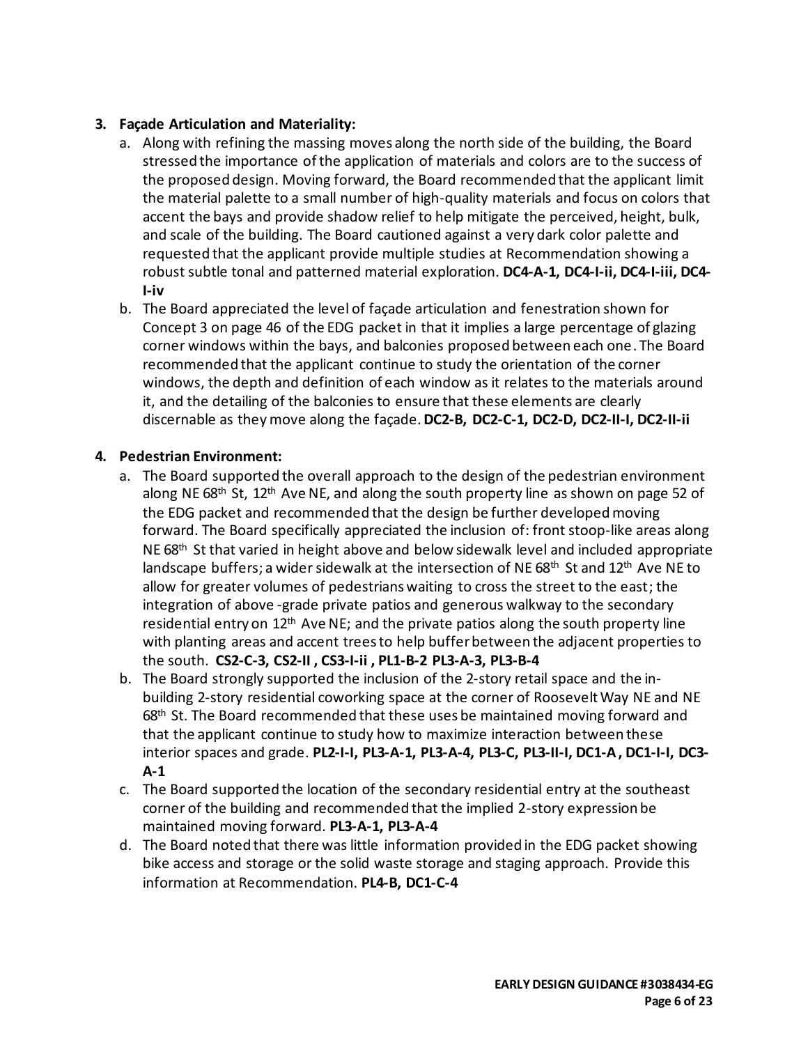3. **Façade Articulation and Materiality:**
   a. Along with refining the massing moves along the north side of the building, the Board stressed the importance of the application of materials and colors are to the success of the proposed design. Moving forward, the Board recommended that the applicant limit the material palette to a small number of high-quality materials and focus on colors that accent the bays and provide shadow relief to help mitigate the perceived, height, bulk, and scale of the building. The Board cautioned against a very dark color palette and requested that the applicant provide multiple studies at Recommendation showing a robust subtle tonal and patterned material exploration. **DC4-A-1, DC4-I-ii, DC4-I-iii, DC4-I-iv**
   b. The Board appreciated the level of façade articulation and fenestration shown for Concept 3 on page 46 of the EDG packet in that it implies a large percentage of glazing corner windows within the bays, and balconies proposed between each one. The Board recommended that the applicant continue to study the orientation of the corner windows, the depth and definition of each window as it relates to the materials around it, and the detailing of the balconies to ensure that these elements are clearly discernable as they move along the façade. **DC2-B, DC2-C-1, DC2-D, DC2-II-I, DC2-II-ii**

4. **Pedestrian Environment:**
   a. The Board supported the overall approach to the design of the pedestrian environment along NE 68th St, 12th Ave NE, and along the south property line as shown on page 52 of the EDG packet and recommended that the design be further developed moving forward. The Board specifically appreciated the inclusion of: front stoop-like areas along NE 68th St that varied in height above and below sidewalk level and included appropriate landscape buffers; a wider sidewalk at the intersection of NE 68th St and 12th Ave NE to allow for greater volumes of pedestrians waiting to cross the street to the east; the integration of above-grade private patios and generous walkway to the secondary residential entry on 12th Ave NE; and the private patios along the south property line with planting areas and accent trees to help buffer between the adjacent properties to the south. **CS2-C-3, CS2-II, CS3-I-ii, PL1-B-2 PL3-A-3, PL3-B-4**
   b. The Board strongly supported the inclusion of the 2-story retail space and the in-building 2-story residential coworking space at the corner of Roosevelt Way NE and NE 68th St. The Board recommended that these uses be maintained moving forward and that the applicant continue to study how to maximize interaction between these interior spaces and grade. **PL2-I-I, PL3-A-1, PL3-A-4, PL3-C, PL3-II-I, DC1-A, DC1-I-I, DC3-A-1**
   c. The Board supported the location of the secondary residential entry at the southeast corner of the building and recommended that the implied 2-story expression be maintained moving forward. **PL3-A-1, PL3-A-4**
   d. The Board noted that there was little information provided in the EDG packet showing bike access and storage or the solid waste storage and staging approach. Provide this information at Recommendation. **PL4-B, DC1-C-4**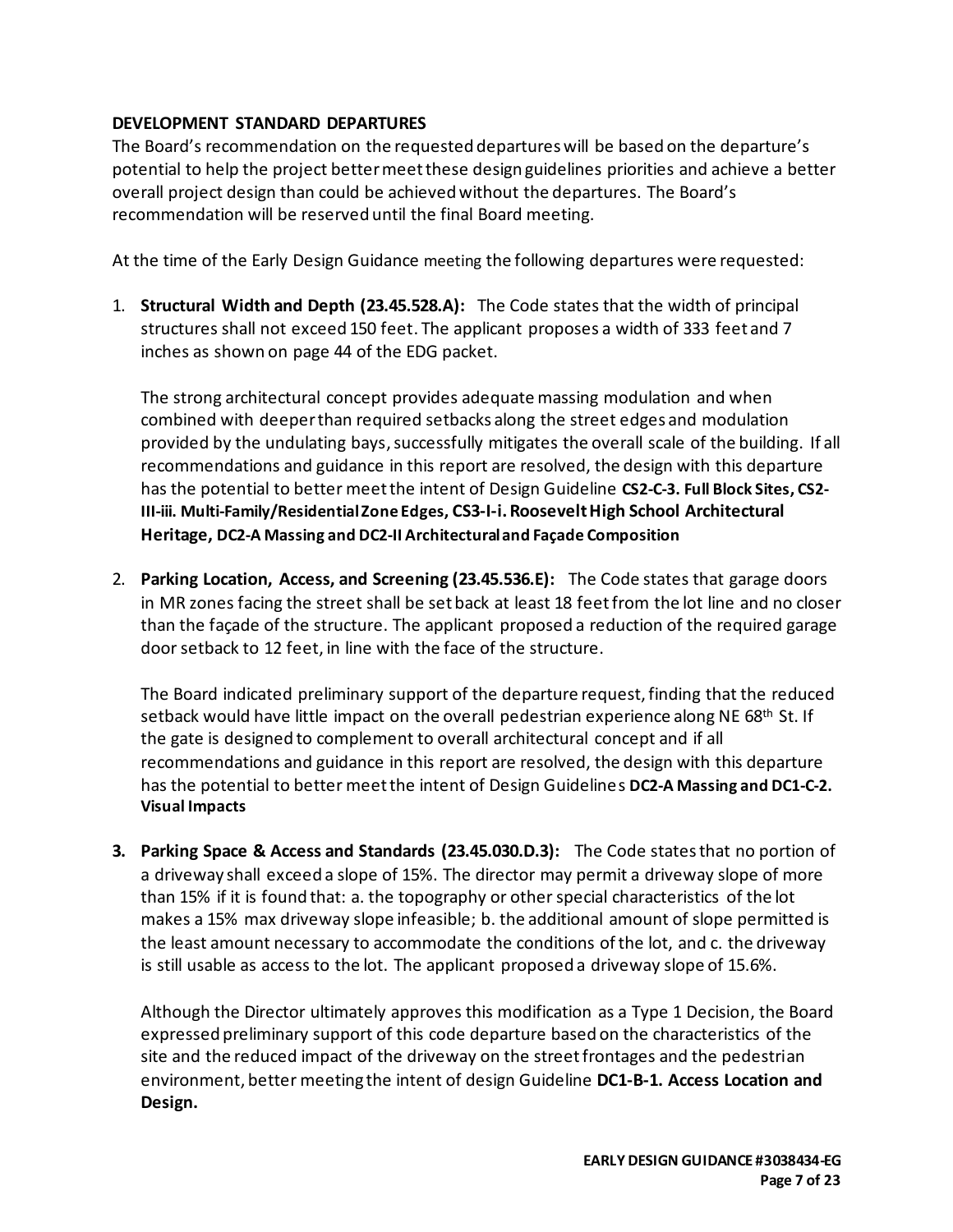**DEVELOPMENT STANDARD DEPARTURES**

The Board's recommendation on the requested departures will be based on the departure's potential to help the project better meet these design guidelines priorities and achieve a better overall project design than could be achieved without the departures. The Board's recommendation will be reserved until the final Board meeting.

At the time of the Early Design Guidance meeting the following departures were requested:

1. **Structural Width and Depth (23.45.528.A):** The Code states that the width of principal structures shall not exceed 150 feet. The applicant proposes a width of 333 feet and 7 inches as shown on page 44 of the EDG packet.

   The strong architectural concept provides adequate massing modulation and when combined with deeper than required setbacks along the street edges and modulation provided by the undulating bays, successfully mitigates the overall scale of the building. If all recommendations and guidance in this report are resolved, the design with this departure has the potential to better meet the intent of Design Guideline **CS2-C-3. Full Block Sites, CS2-III-iii. Multi-Family/Residential Zone Edges, CS3-I-i. Roosevelt High School Architectural Heritage, DC2-A Massing and DC2-II Architectural and Façade Composition**

2. **Parking Location, Access, and Screening (23.45.536.E):** The Code states that garage doors in MR zones facing the street shall be set back at least 18 feet from the lot line and no closer than the façade of the structure. The applicant proposed a reduction of the required garage door setback to 12 feet, in line with the face of the structure.

   The Board indicated preliminary support of the departure request, finding that the reduced setback would have little impact on the overall pedestrian experience along NE 68th St. If the gate is designed to complement to overall architectural concept and if all recommendations and guidance in this report are resolved, the design with this departure has the potential to better meet the intent of Design Guidelines **DC2-A Massing and DC1-C-2. Visual Impacts**

3. **Parking Space & Access and Standards (23.45.030.D.3):** The Code states that no portion of a driveway shall exceed a slope of 15%. The director may permit a driveway slope of more than 15% if it is found that: a. the topography or other special characteristics of the lot makes a 15% max driveway slope infeasible; b. the additional amount of slope permitted is the least amount necessary to accommodate the conditions of the lot, and c. the driveway is still usable as access to the lot. The applicant proposed a driveway slope of 15.6%.

   Although the Director ultimately approves this modification as a Type 1 Decision, the Board expressed preliminary support of this code departure based on the characteristics of the site and the reduced impact of the driveway on the street frontages and the pedestrian environment, better meeting the intent of design Guideline **DC1-B-1. Access Location and Design.**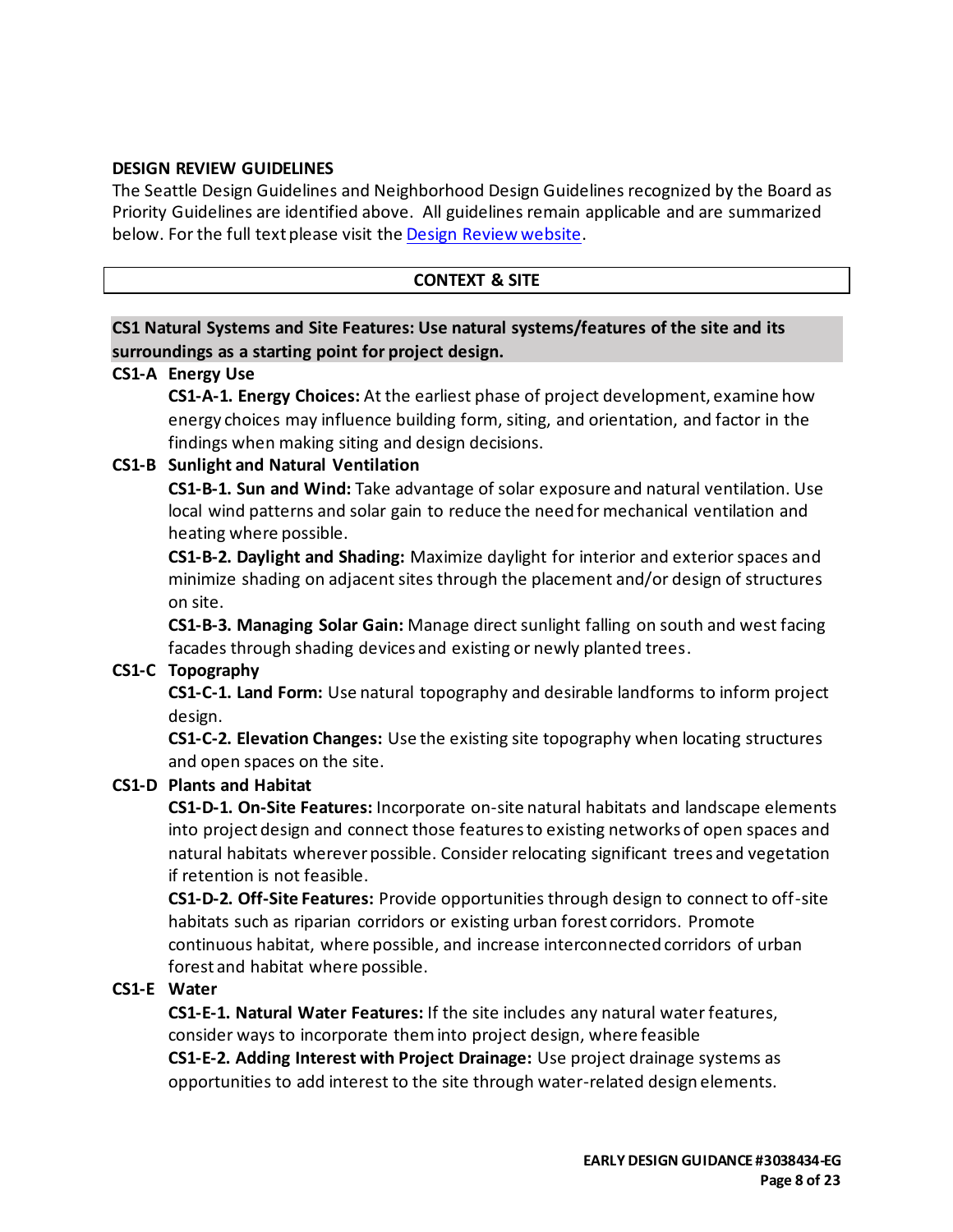## DESIGN REVIEW GUIDELINES

The Seattle Design Guidelines and Neighborhood Design Guidelines recognized by the Board as Priority Guidelines are identified above. All guidelines remain applicable and are summarized below. For the full text please visit the [Design Review website](Design Review website).

## CONTEXT & SITE

### CS1 Natural Systems and Site Features: Use natural systems/features of the site and its surroundings as a starting point for project design.

**CS1-A Energy Use**

**CS1-A-1. Energy Choices:** At the earliest phase of project development, examine how energy choices may influence building form, siting, and orientation, and factor in the findings when making siting and design decisions.

**CS1-B Sunlight and Natural Ventilation**

**CS1-B-1. Sun and Wind:** Take advantage of solar exposure and natural ventilation. Use local wind patterns and solar gain to reduce the need for mechanical ventilation and heating where possible.

**CS1-B-2. Daylight and Shading:** Maximize daylight for interior and exterior spaces and minimize shading on adjacent sites through the placement and/or design of structures on site.

**CS1-B-3. Managing Solar Gain:** Manage direct sunlight falling on south and west facing facades through shading devices and existing or newly planted trees.

**CS1-C Topography**

**CS1-C-1. Land Form:** Use natural topography and desirable landforms to inform project design.

**CS1-C-2. Elevation Changes:** Use the existing site topography when locating structures and open spaces on the site.

**CS1-D Plants and Habitat**

**CS1-D-1. On-Site Features:** Incorporate on-site natural habitats and landscape elements into project design and connect those features to existing networks of open spaces and natural habitats wherever possible. Consider relocating significant trees and vegetation if retention is not feasible.

**CS1-D-2. Off-Site Features:** Provide opportunities through design to connect to off-site habitats such as riparian corridors or existing urban forest corridors. Promote continuous habitat, where possible, and increase interconnected corridors of urban forest and habitat where possible.

**CS1-E Water**

**CS1-E-1. Natural Water Features:** If the site includes any natural water features, consider ways to incorporate them into project design, where feasible

**CS1-E-2. Adding Interest with Project Drainage:** Use project drainage systems as opportunities to add interest to the site through water-related design elements.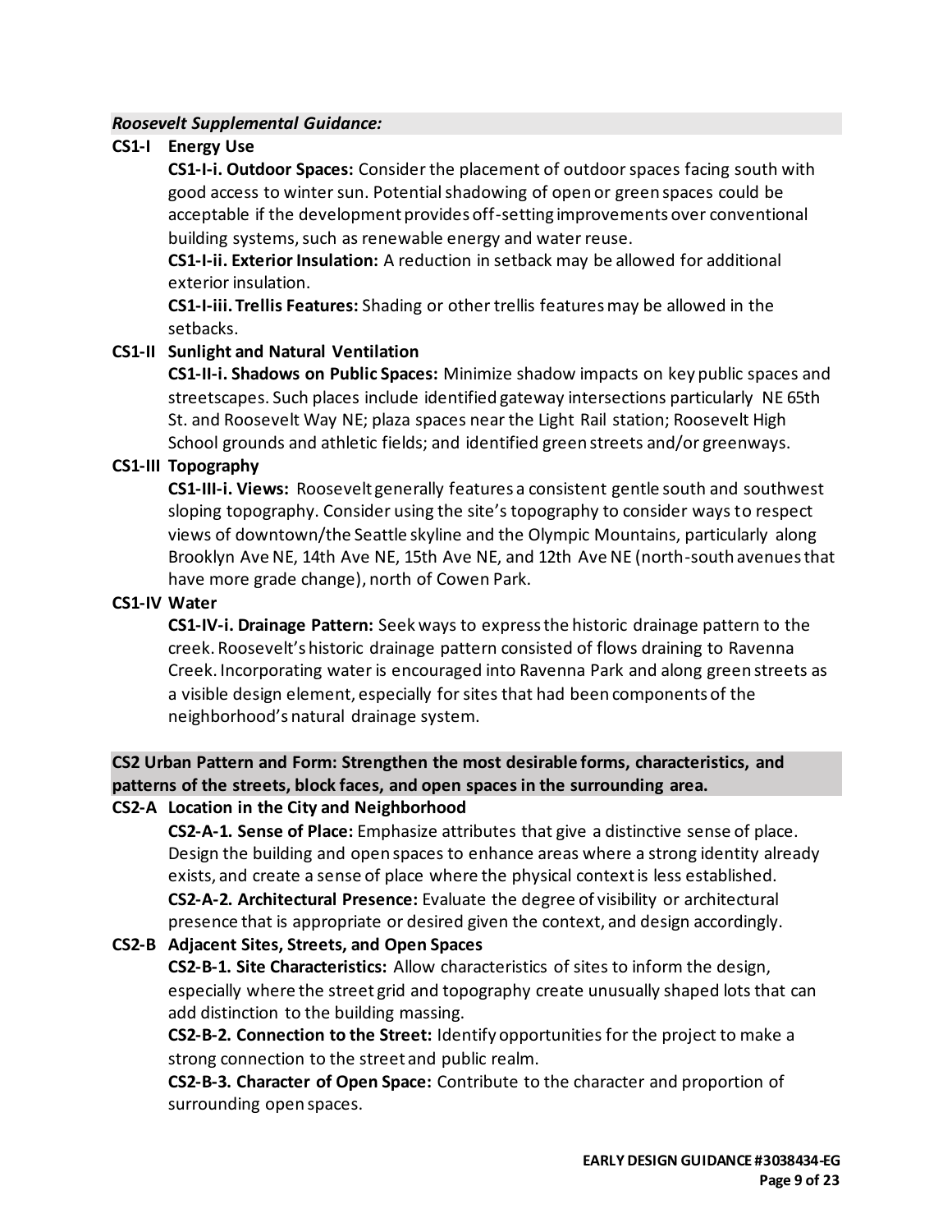***Roosevelt Supplemental Guidance:***

**CS1-I Energy Use**

**CS1-I-i. Outdoor Spaces:** Consider the placement of outdoor spaces facing south with good access to winter sun. Potential shadowing of open or green spaces could be acceptable if the development provides off-setting improvements over conventional building systems, such as renewable energy and water reuse.

**CS1-I-ii. Exterior Insulation:** A reduction in setback may be allowed for additional exterior insulation.

**CS1-I-iii. Trellis Features:** Shading or other trellis features may be allowed in the setbacks.

**CS1-II Sunlight and Natural Ventilation**

**CS1-II-i. Shadows on Public Spaces:** Minimize shadow impacts on key public spaces and streetscapes. Such places include identified gateway intersections particularly NE 65th St. and Roosevelt Way NE; plaza spaces near the Light Rail station; Roosevelt High School grounds and athletic fields; and identified green streets and/or greenways.

**CS1-III Topography**

**CS1-III-i. Views:** Roosevelt generally features a consistent gentle south and southwest sloping topography. Consider using the site's topography to consider ways to respect views of downtown/the Seattle skyline and the Olympic Mountains, particularly along Brooklyn Ave NE, 14th Ave NE, 15th Ave NE, and 12th Ave NE (north-south avenues that have more grade change), north of Cowen Park.

**CS1-IV Water**

**CS1-IV-i. Drainage Pattern:** Seek ways to express the historic drainage pattern to the creek. Roosevelt's historic drainage pattern consisted of flows draining to Ravenna Creek. Incorporating water is encouraged into Ravenna Park and along green streets as a visible design element, especially for sites that had been components of the neighborhood's natural drainage system.

**CS2 Urban Pattern and Form: Strengthen the most desirable forms, characteristics, and patterns of the streets, block faces, and open spaces in the surrounding area.**

**CS2-A Location in the City and Neighborhood**

**CS2-A-1. Sense of Place:** Emphasize attributes that give a distinctive sense of place. Design the building and open spaces to enhance areas where a strong identity already exists, and create a sense of place where the physical context is less established.

**CS2-A-2. Architectural Presence:** Evaluate the degree of visibility or architectural presence that is appropriate or desired given the context, and design accordingly.

**CS2-B Adjacent Sites, Streets, and Open Spaces**

**CS2-B-1. Site Characteristics:** Allow characteristics of sites to inform the design, especially where the street grid and topography create unusually shaped lots that can add distinction to the building massing.

**CS2-B-2. Connection to the Street:** Identify opportunities for the project to make a strong connection to the street and public realm.

**CS2-B-3. Character of Open Space:** Contribute to the character and proportion of surrounding open spaces.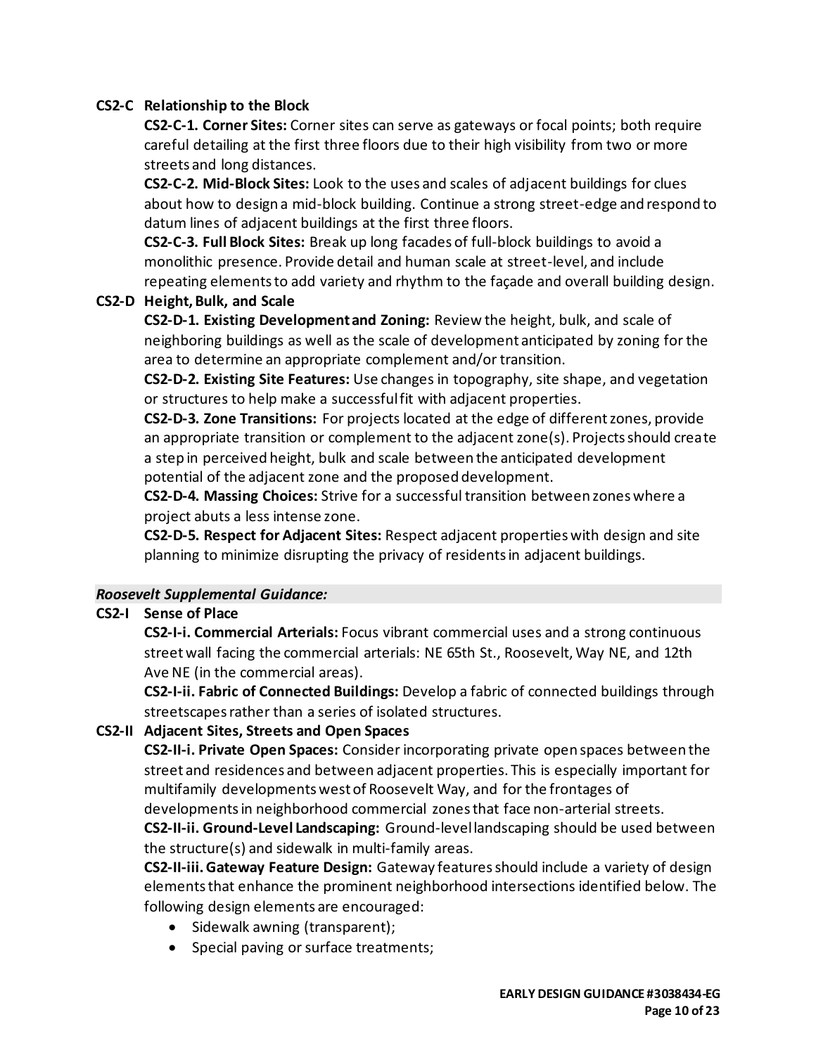**CS2-C Relationship to the Block**

**CS2-C-1. Corner Sites:** Corner sites can serve as gateways or focal points; both require careful detailing at the first three floors due to their high visibility from two or more streets and long distances.

**CS2-C-2. Mid-Block Sites:** Look to the uses and scales of adjacent buildings for clues about how to design a mid-block building. Continue a strong street-edge and respond to datum lines of adjacent buildings at the first three floors.

**CS2-C-3. Full Block Sites:** Break up long facades of full-block buildings to avoid a monolithic presence. Provide detail and human scale at street-level, and include repeating elements to add variety and rhythm to the façade and overall building design.

**CS2-D Height, Bulk, and Scale**

**CS2-D-1. Existing Development and Zoning:** Review the height, bulk, and scale of neighboring buildings as well as the scale of development anticipated by zoning for the area to determine an appropriate complement and/or transition.

**CS2-D-2. Existing Site Features:** Use changes in topography, site shape, and vegetation or structures to help make a successful fit with adjacent properties.

**CS2-D-3. Zone Transitions:** For projects located at the edge of different zones, provide an appropriate transition or complement to the adjacent zone(s). Projects should create a step in perceived height, bulk and scale between the anticipated development potential of the adjacent zone and the proposed development.

**CS2-D-4. Massing Choices:** Strive for a successful transition between zones where a project abuts a less intense zone.

**CS2-D-5. Respect for Adjacent Sites:** Respect adjacent properties with design and site planning to minimize disrupting the privacy of residents in adjacent buildings.

***Roosevelt Supplemental Guidance:***

**CS2-I Sense of Place**

**CS2-I-i. Commercial Arterials:** Focus vibrant commercial uses and a strong continuous street wall facing the commercial arterials: NE 65th St., Roosevelt, Way NE, and 12th Ave NE (in the commercial areas).

**CS2-I-ii. Fabric of Connected Buildings:** Develop a fabric of connected buildings through streetscapes rather than a series of isolated structures.

**CS2-II Adjacent Sites, Streets and Open Spaces**

**CS2-II-i. Private Open Spaces:** Consider incorporating private open spaces between the street and residences and between adjacent properties. This is especially important for multifamily developments west of Roosevelt Way, and for the frontages of developments in neighborhood commercial zones that face non-arterial streets.

**CS2-II-ii. Ground-Level Landscaping:** Ground-level landscaping should be used between the structure(s) and sidewalk in multi-family areas.

**CS2-II-iii. Gateway Feature Design:** Gateway features should include a variety of design elements that enhance the prominent neighborhood intersections identified below. The following design elements are encouraged:

- Sidewalk awning (transparent);
- Special paving or surface treatments;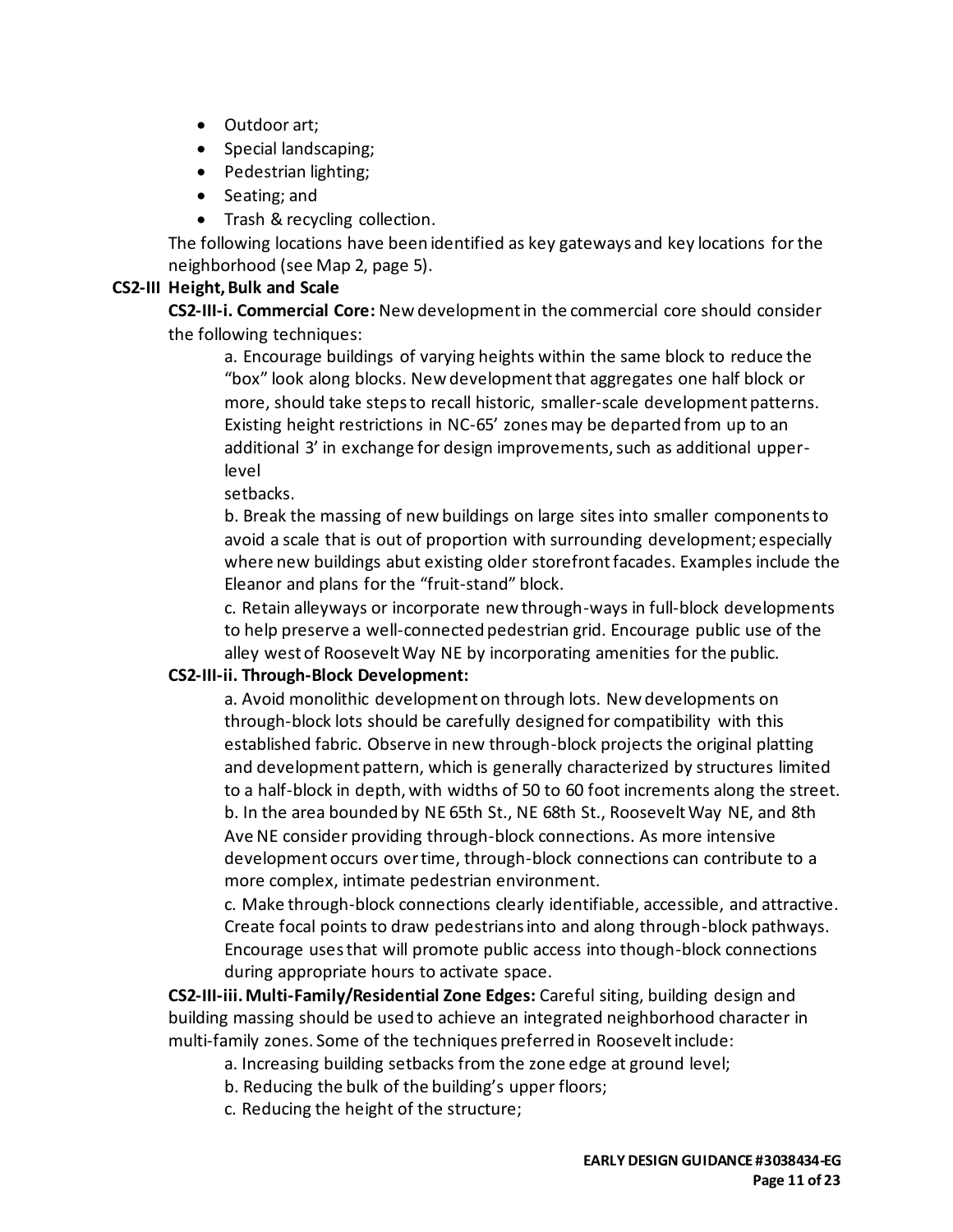- Outdoor art;
- Special landscaping;
- Pedestrian lighting;
- Seating; and
- Trash & recycling collection.

The following locations have been identified as key gateways and key locations for the neighborhood (see Map 2, page 5).

**CS2-III Height, Bulk and Scale**

**CS2-III-i. Commercial Core:** New development in the commercial core should consider the following techniques:

a. Encourage buildings of varying heights within the same block to reduce the "box" look along blocks. New development that aggregates one half block or more, should take steps to recall historic, smaller-scale development patterns. Existing height restrictions in NC-65' zones may be departed from up to an additional 3' in exchange for design improvements, such as additional upper-level setbacks.

b. Break the massing of new buildings on large sites into smaller components to avoid a scale that is out of proportion with surrounding development; especially where new buildings abut existing older storefront facades. Examples include the Eleanor and plans for the "fruit-stand" block.

c. Retain alleyways or incorporate new through-ways in full-block developments to help preserve a well-connected pedestrian grid. Encourage public use of the alley west of Roosevelt Way NE by incorporating amenities for the public.

**CS2-III-ii. Through-Block Development:**

a. Avoid monolithic development on through lots. New developments on through-block lots should be carefully designed for compatibility with this established fabric. Observe in new through-block projects the original platting and development pattern, which is generally characterized by structures limited to a half-block in depth, with widths of 50 to 60 foot increments along the street.

b. In the area bounded by NE 65th St., NE 68th St., Roosevelt Way NE, and 8th Ave NE consider providing through-block connections. As more intensive development occurs over time, through-block connections can contribute to a more complex, intimate pedestrian environment.

c. Make through-block connections clearly identifiable, accessible, and attractive. Create focal points to draw pedestrians into and along through-block pathways. Encourage uses that will promote public access into though-block connections during appropriate hours to activate space.

**CS2-III-iii. Multi-Family/Residential Zone Edges:** Careful siting, building design and building massing should be used to achieve an integrated neighborhood character in multi-family zones. Some of the techniques preferred in Roosevelt include:

a. Increasing building setbacks from the zone edge at ground level;

b. Reducing the bulk of the building's upper floors;

c. Reducing the height of the structure;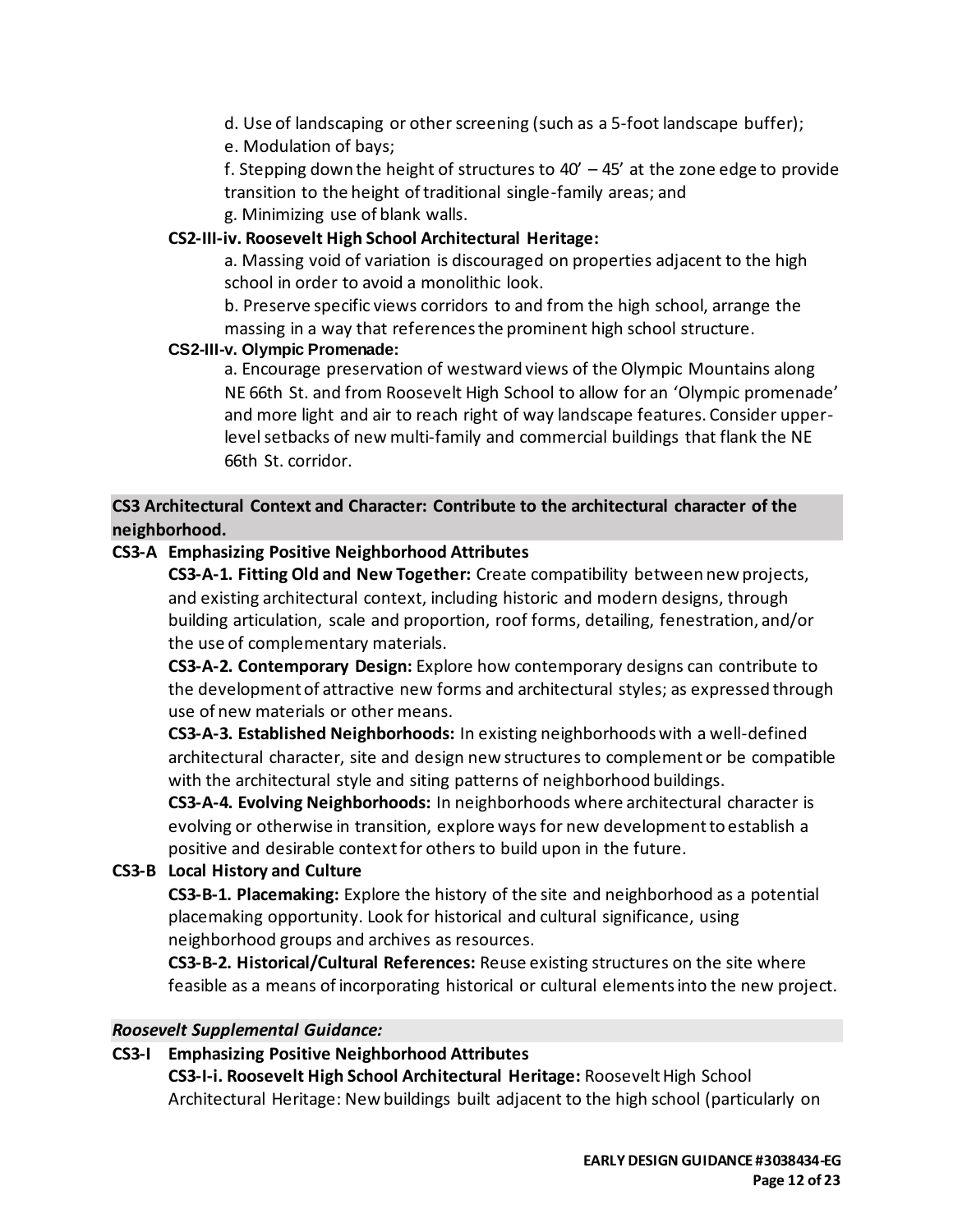d. Use of landscaping or other screening (such as a 5-foot landscape buffer);

e. Modulation of bays;

f. Stepping down the height of structures to 40' – 45' at the zone edge to provide transition to the height of traditional single-family areas; and

g. Minimizing use of blank walls.

**CS2-III-iv. Roosevelt High School Architectural Heritage:**

a. Massing void of variation is discouraged on properties adjacent to the high school in order to avoid a monolithic look.

b. Preserve specific views corridors to and from the high school, arrange the massing in a way that references the prominent high school structure.

**CS2-III-v. Olympic Promenade:**

a. Encourage preservation of westward views of the Olympic Mountains along NE 66th St. and from Roosevelt High School to allow for an 'Olympic promenade' and more light and air to reach right of way landscape features. Consider upper-level setbacks of new multi-family and commercial buildings that flank the NE 66th St. corridor.

## CS3 Architectural Context and Character: Contribute to the architectural character of the neighborhood.

### CS3-A Emphasizing Positive Neighborhood Attributes

**CS3-A-1. Fitting Old and New Together:** Create compatibility between new projects, and existing architectural context, including historic and modern designs, through building articulation, scale and proportion, roof forms, detailing, fenestration, and/or the use of complementary materials.

**CS3-A-2. Contemporary Design:** Explore how contemporary designs can contribute to the development of attractive new forms and architectural styles; as expressed through use of new materials or other means.

**CS3-A-3. Established Neighborhoods:** In existing neighborhoods with a well-defined architectural character, site and design new structures to complement or be compatible with the architectural style and siting patterns of neighborhood buildings.

**CS3-A-4. Evolving Neighborhoods:** In neighborhoods where architectural character is evolving or otherwise in transition, explore ways for new development to establish a positive and desirable context for others to build upon in the future.

### CS3-B Local History and Culture

**CS3-B-1. Placemaking:** Explore the history of the site and neighborhood as a potential placemaking opportunity. Look for historical and cultural significance, using neighborhood groups and archives as resources.

**CS3-B-2. Historical/Cultural References:** Reuse existing structures on the site where feasible as a means of incorporating historical or cultural elements into the new project.

***Roosevelt Supplemental Guidance:***

### CS3-I Emphasizing Positive Neighborhood Attributes

**CS3-I-i. Roosevelt High School Architectural Heritage:** Roosevelt High School Architectural Heritage: New buildings built adjacent to the high school (particularly on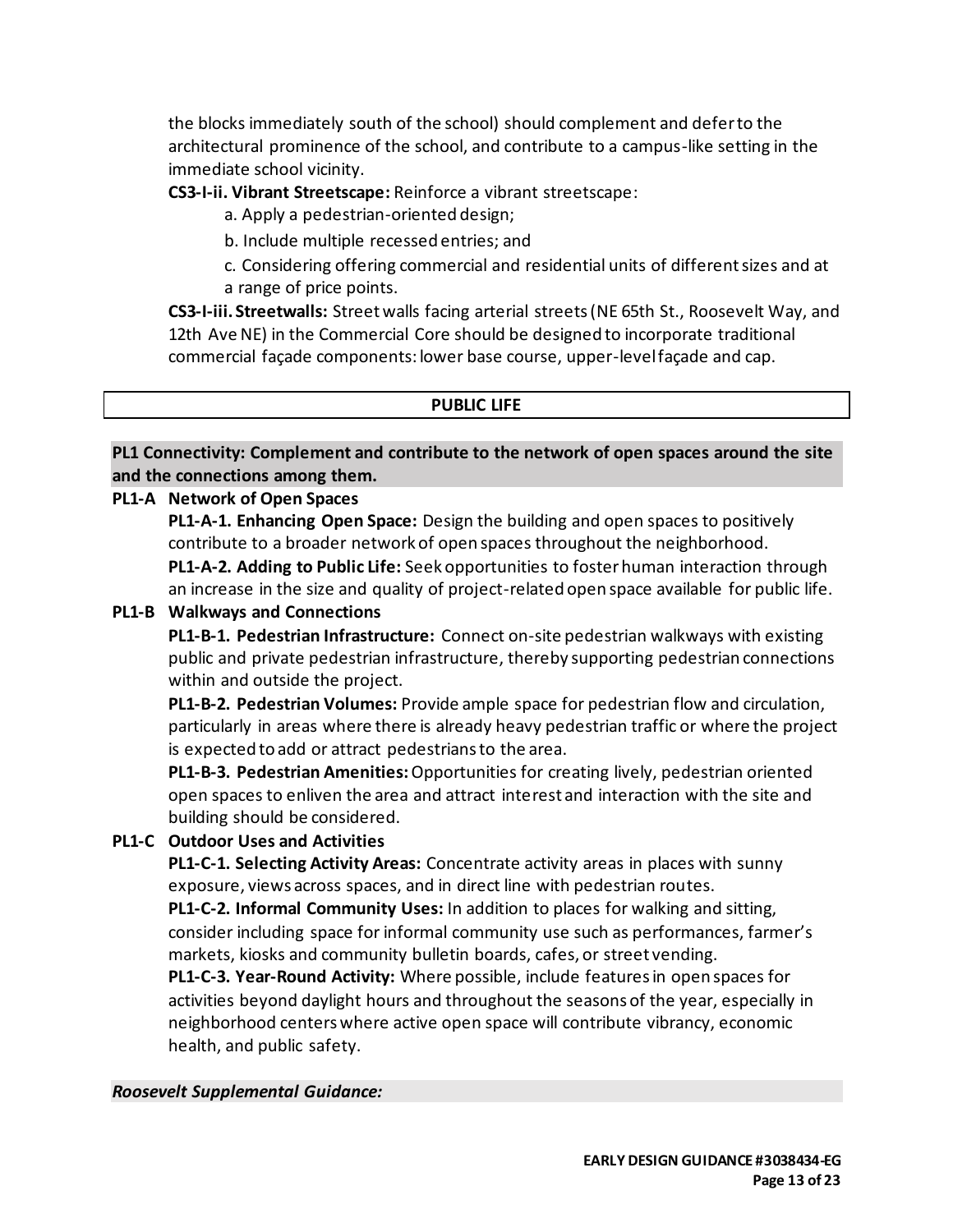the blocks immediately south of the school) should complement and defer to the architectural prominence of the school, and contribute to a campus-like setting in the immediate school vicinity.

**CS3-I-ii. Vibrant Streetscape:** Reinforce a vibrant streetscape:

a. Apply a pedestrian-oriented design;

b. Include multiple recessed entries; and

c. Considering offering commercial and residential units of different sizes and at a range of price points.

**CS3-I-iii. Streetwalls:** Street walls facing arterial streets (NE 65th St., Roosevelt Way, and 12th Ave NE) in the Commercial Core should be designed to incorporate traditional commercial façade components: lower base course, upper-level façade and cap.

## PUBLIC LIFE

### PL1 Connectivity: Complement and contribute to the network of open spaces around the site and the connections among them.

**PL1-A Network of Open Spaces**

**PL1-A-1. Enhancing Open Space:** Design the building and open spaces to positively contribute to a broader network of open spaces throughout the neighborhood.

**PL1-A-2. Adding to Public Life:** Seek opportunities to foster human interaction through an increase in the size and quality of project-related open space available for public life.

**PL1-B Walkways and Connections**

**PL1-B-1. Pedestrian Infrastructure:** Connect on-site pedestrian walkways with existing public and private pedestrian infrastructure, thereby supporting pedestrian connections within and outside the project.

**PL1-B-2. Pedestrian Volumes:** Provide ample space for pedestrian flow and circulation, particularly in areas where there is already heavy pedestrian traffic or where the project is expected to add or attract pedestrians to the area.

**PL1-B-3. Pedestrian Amenities:** Opportunities for creating lively, pedestrian oriented open spaces to enliven the area and attract interest and interaction with the site and building should be considered.

**PL1-C Outdoor Uses and Activities**

**PL1-C-1. Selecting Activity Areas:** Concentrate activity areas in places with sunny exposure, views across spaces, and in direct line with pedestrian routes.

**PL1-C-2. Informal Community Uses:** In addition to places for walking and sitting, consider including space for informal community use such as performances, farmer's markets, kiosks and community bulletin boards, cafes, or street vending.

**PL1-C-3. Year-Round Activity:** Where possible, include features in open spaces for activities beyond daylight hours and throughout the seasons of the year, especially in neighborhood centers where active open space will contribute vibrancy, economic health, and public safety.

***Roosevelt Supplemental Guidance:***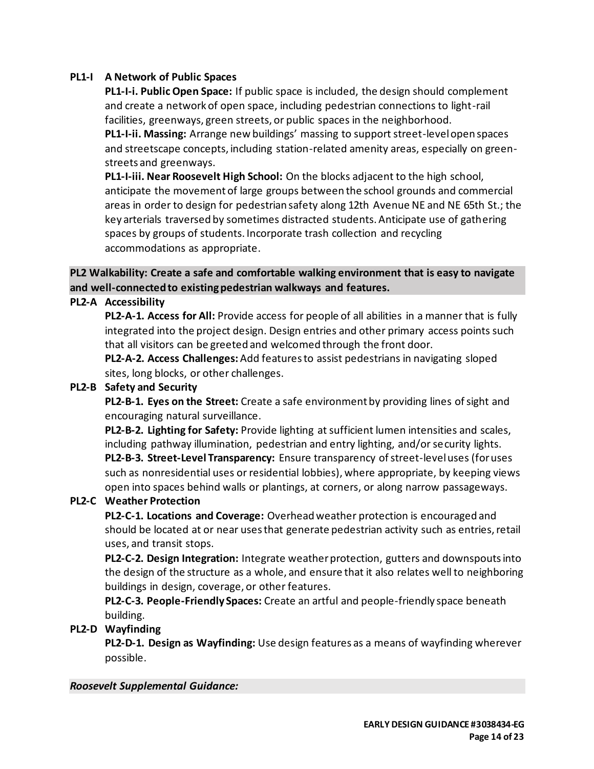**PL1-I A Network of Public Spaces**

**PL1-I-i. Public Open Space:** If public space is included, the design should complement and create a network of open space, including pedestrian connections to light-rail facilities, greenways, green streets, or public spaces in the neighborhood.

**PL1-I-ii. Massing:** Arrange new buildings' massing to support street-level open spaces and streetscape concepts, including station-related amenity areas, especially on green-streets and greenways.

**PL1-I-iii. Near Roosevelt High School:** On the blocks adjacent to the high school, anticipate the movement of large groups between the school grounds and commercial areas in order to design for pedestrian safety along 12th Avenue NE and NE 65th St.; the key arterials traversed by sometimes distracted students. Anticipate use of gathering spaces by groups of students. Incorporate trash collection and recycling accommodations as appropriate.

**PL2 Walkability: Create a safe and comfortable walking environment that is easy to navigate and well-connected to existing pedestrian walkways and features.**

**PL2-A Accessibility**

**PL2-A-1. Access for All:** Provide access for people of all abilities in a manner that is fully integrated into the project design. Design entries and other primary access points such that all visitors can be greeted and welcomed through the front door.

**PL2-A-2. Access Challenges:** Add features to assist pedestrians in navigating sloped sites, long blocks, or other challenges.

**PL2-B Safety and Security**

**PL2-B-1. Eyes on the Street:** Create a safe environment by providing lines of sight and encouraging natural surveillance.

**PL2-B-2. Lighting for Safety:** Provide lighting at sufficient lumen intensities and scales, including pathway illumination, pedestrian and entry lighting, and/or security lights.

**PL2-B-3. Street-Level Transparency:** Ensure transparency of street-level uses (for uses such as nonresidential uses or residential lobbies), where appropriate, by keeping views open into spaces behind walls or plantings, at corners, or along narrow passageways.

**PL2-C Weather Protection**

**PL2-C-1. Locations and Coverage:** Overhead weather protection is encouraged and should be located at or near uses that generate pedestrian activity such as entries, retail uses, and transit stops.

**PL2-C-2. Design Integration:** Integrate weather protection, gutters and downspouts into the design of the structure as a whole, and ensure that it also relates well to neighboring buildings in design, coverage, or other features.

**PL2-C-3. People-Friendly Spaces:** Create an artful and people-friendly space beneath building.

**PL2-D Wayfinding**

**PL2-D-1. Design as Wayfinding:** Use design features as a means of wayfinding wherever possible.

***Roosevelt Supplemental Guidance:***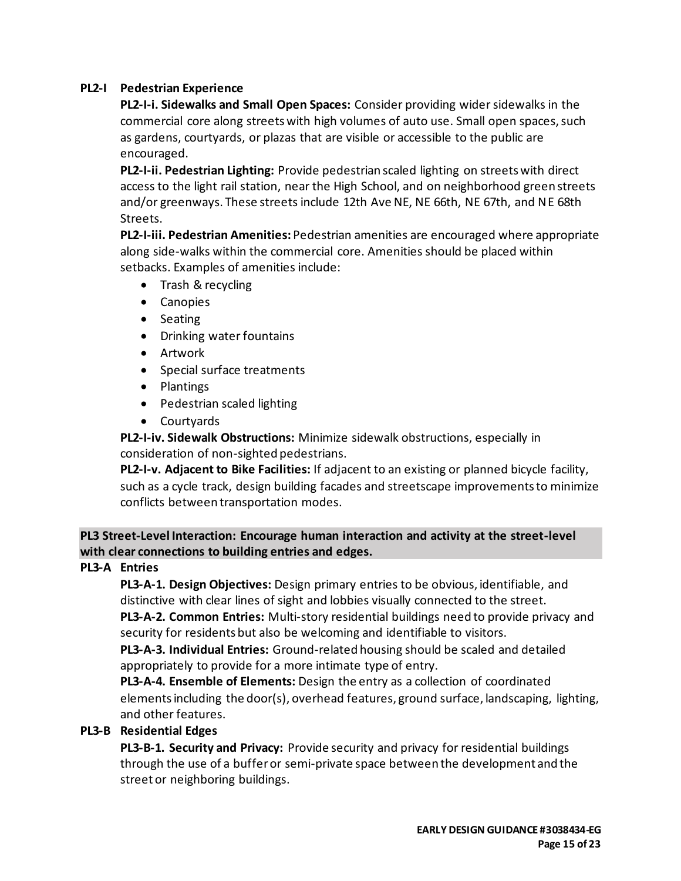**PL2-I Pedestrian Experience**

**PL2-I-i. Sidewalks and Small Open Spaces:** Consider providing wider sidewalks in the commercial core along streets with high volumes of auto use. Small open spaces, such as gardens, courtyards, or plazas that are visible or accessible to the public are encouraged.

**PL2-I-ii. Pedestrian Lighting:** Provide pedestrian scaled lighting on streets with direct access to the light rail station, near the High School, and on neighborhood green streets and/or greenways. These streets include 12th Ave NE, NE 66th, NE 67th, and NE 68th Streets.

**PL2-I-iii. Pedestrian Amenities:** Pedestrian amenities are encouraged where appropriate along side-walks within the commercial core. Amenities should be placed within setbacks. Examples of amenities include:

- Trash & recycling
- Canopies
- Seating
- Drinking water fountains
- Artwork
- Special surface treatments
- Plantings
- Pedestrian scaled lighting
- Courtyards

**PL2-I-iv. Sidewalk Obstructions:** Minimize sidewalk obstructions, especially in consideration of non-sighted pedestrians.

**PL2-I-v. Adjacent to Bike Facilities:** If adjacent to an existing or planned bicycle facility, such as a cycle track, design building facades and streetscape improvements to minimize conflicts between transportation modes.

## PL3 Street-Level Interaction: Encourage human interaction and activity at the street-level with clear connections to building entries and edges.

**PL3-A Entries**

**PL3-A-1. Design Objectives:** Design primary entries to be obvious, identifiable, and distinctive with clear lines of sight and lobbies visually connected to the street.

**PL3-A-2. Common Entries:** Multi-story residential buildings need to provide privacy and security for residents but also be welcoming and identifiable to visitors.

**PL3-A-3. Individual Entries:** Ground-related housing should be scaled and detailed appropriately to provide for a more intimate type of entry.

**PL3-A-4. Ensemble of Elements:** Design the entry as a collection of coordinated elements including the door(s), overhead features, ground surface, landscaping, lighting, and other features.

**PL3-B Residential Edges**

**PL3-B-1. Security and Privacy:** Provide security and privacy for residential buildings through the use of a buffer or semi-private space between the development and the street or neighboring buildings.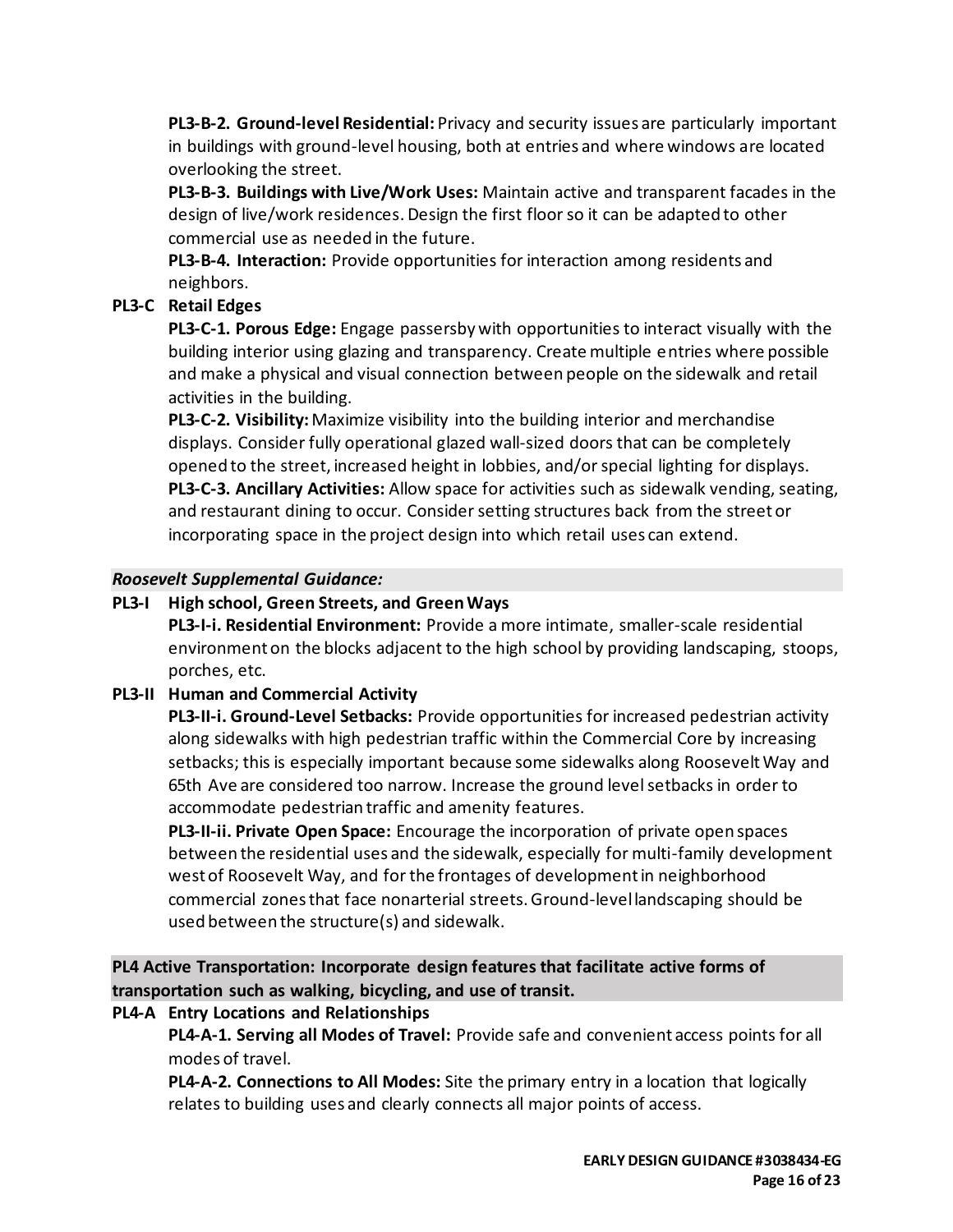**PL3-B-2. Ground-level Residential:** Privacy and security issues are particularly important in buildings with ground-level housing, both at entries and where windows are located overlooking the street.

**PL3-B-3. Buildings with Live/Work Uses:** Maintain active and transparent facades in the design of live/work residences. Design the first floor so it can be adapted to other commercial use as needed in the future.

**PL3-B-4. Interaction:** Provide opportunities for interaction among residents and neighbors.

**PL3-C Retail Edges**

**PL3-C-1. Porous Edge:** Engage passersby with opportunities to interact visually with the building interior using glazing and transparency. Create multiple entries where possible and make a physical and visual connection between people on the sidewalk and retail activities in the building.

**PL3-C-2. Visibility:** Maximize visibility into the building interior and merchandise displays. Consider fully operational glazed wall-sized doors that can be completely opened to the street, increased height in lobbies, and/or special lighting for displays.

**PL3-C-3. Ancillary Activities:** Allow space for activities such as sidewalk vending, seating, and restaurant dining to occur. Consider setting structures back from the street or incorporating space in the project design into which retail uses can extend.

***Roosevelt Supplemental Guidance:***

**PL3-I High school, Green Streets, and Green Ways**

**PL3-I-i. Residential Environment:** Provide a more intimate, smaller-scale residential environment on the blocks adjacent to the high school by providing landscaping, stoops, porches, etc.

**PL3-II Human and Commercial Activity**

**PL3-II-i. Ground-Level Setbacks:** Provide opportunities for increased pedestrian activity along sidewalks with high pedestrian traffic within the Commercial Core by increasing setbacks; this is especially important because some sidewalks along Roosevelt Way and 65th Ave are considered too narrow. Increase the ground level setbacks in order to accommodate pedestrian traffic and amenity features.

**PL3-II-ii. Private Open Space:** Encourage the incorporation of private open spaces between the residential uses and the sidewalk, especially for multi-family development west of Roosevelt Way, and for the frontages of development in neighborhood commercial zones that face nonarterial streets. Ground-level landscaping should be used between the structure(s) and sidewalk.

**PL4 Active Transportation: Incorporate design features that facilitate active forms of transportation such as walking, bicycling, and use of transit.**

**PL4-A Entry Locations and Relationships**

**PL4-A-1. Serving all Modes of Travel:** Provide safe and convenient access points for all modes of travel.

**PL4-A-2. Connections to All Modes:** Site the primary entry in a location that logically relates to building uses and clearly connects all major points of access.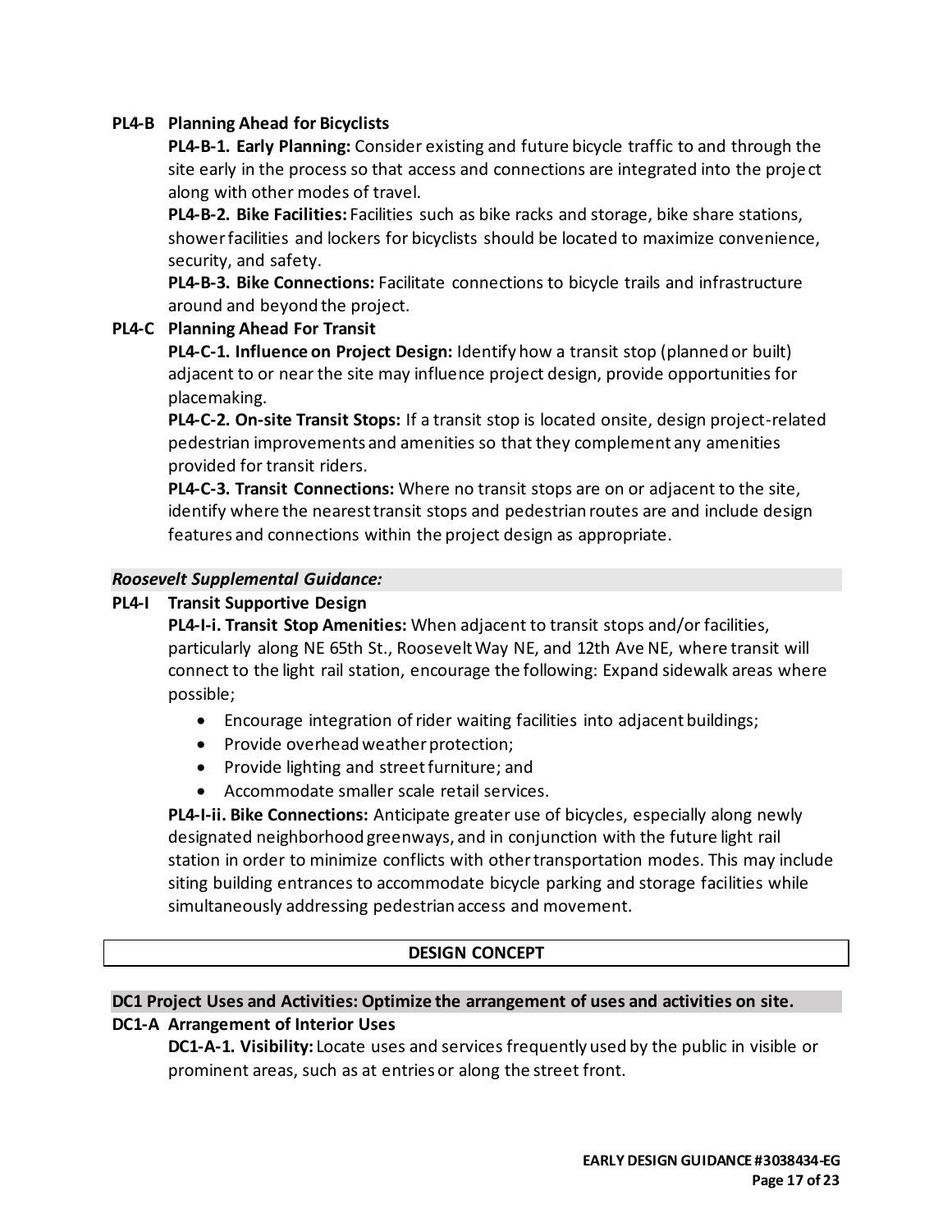**PL4-B Planning Ahead for Bicyclists**

**PL4-B-1. Early Planning:** Consider existing and future bicycle traffic to and through the site early in the process so that access and connections are integrated into the project along with other modes of travel.

**PL4-B-2. Bike Facilities:** Facilities such as bike racks and storage, bike share stations, shower facilities and lockers for bicyclists should be located to maximize convenience, security, and safety.

**PL4-B-3. Bike Connections:** Facilitate connections to bicycle trails and infrastructure around and beyond the project.

**PL4-C Planning Ahead For Transit**

**PL4-C-1. Influence on Project Design:** Identify how a transit stop (planned or built) adjacent to or near the site may influence project design, provide opportunities for placemaking.

**PL4-C-2. On-site Transit Stops:** If a transit stop is located onsite, design project-related pedestrian improvements and amenities so that they complement any amenities provided for transit riders.

**PL4-C-3. Transit Connections:** Where no transit stops are on or adjacent to the site, identify where the nearest transit stops and pedestrian routes are and include design features and connections within the project design as appropriate.

***Roosevelt Supplemental Guidance:***

**PL4-I Transit Supportive Design**

**PL4-I-i. Transit Stop Amenities:** When adjacent to transit stops and/or facilities, particularly along NE 65th St., Roosevelt Way NE, and 12th Ave NE, where transit will connect to the light rail station, encourage the following: Expand sidewalk areas where possible;

- Encourage integration of rider waiting facilities into adjacent buildings;
- Provide overhead weather protection;
- Provide lighting and street furniture; and
- Accommodate smaller scale retail services.

**PL4-I-ii. Bike Connections:** Anticipate greater use of bicycles, especially along newly designated neighborhood greenways, and in conjunction with the future light rail station in order to minimize conflicts with other transportation modes. This may include siting building entrances to accommodate bicycle parking and storage facilities while simultaneously addressing pedestrian access and movement.

## DESIGN CONCEPT

**DC1 Project Uses and Activities: Optimize the arrangement of uses and activities on site.**

**DC1-A Arrangement of Interior Uses**

**DC1-A-1. Visibility:** Locate uses and services frequently used by the public in visible or prominent areas, such as at entries or along the street front.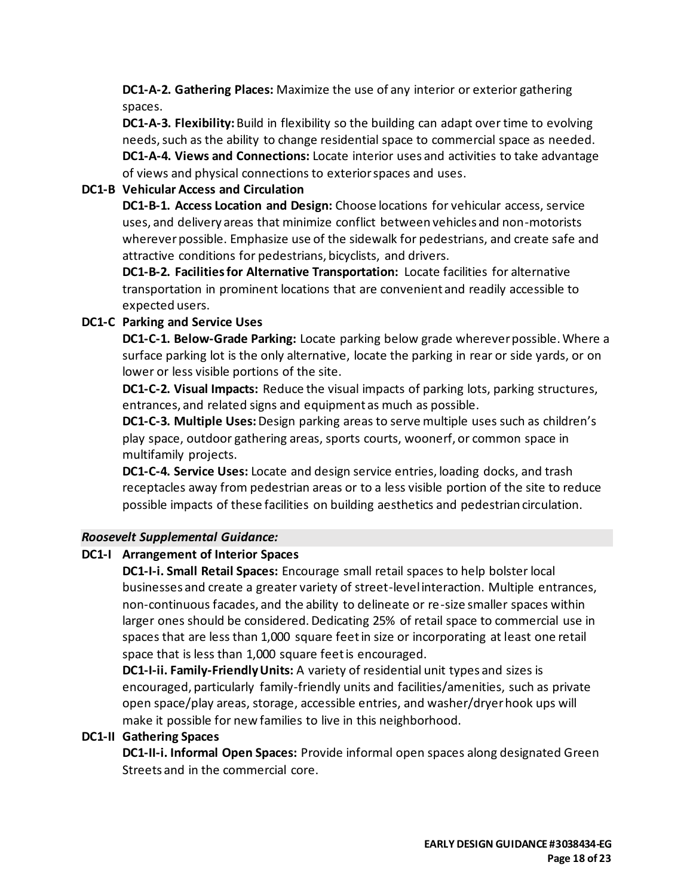**DC1-A-2. Gathering Places:** Maximize the use of any interior or exterior gathering spaces.

**DC1-A-3. Flexibility:** Build in flexibility so the building can adapt over time to evolving needs, such as the ability to change residential space to commercial space as needed.

**DC1-A-4. Views and Connections:** Locate interior uses and activities to take advantage of views and physical connections to exterior spaces and uses.

**DC1-B Vehicular Access and Circulation**

**DC1-B-1. Access Location and Design:** Choose locations for vehicular access, service uses, and delivery areas that minimize conflict between vehicles and non-motorists wherever possible. Emphasize use of the sidewalk for pedestrians, and create safe and attractive conditions for pedestrians, bicyclists, and drivers.

**DC1-B-2. Facilities for Alternative Transportation:** Locate facilities for alternative transportation in prominent locations that are convenient and readily accessible to expected users.

**DC1-C Parking and Service Uses**

**DC1-C-1. Below-Grade Parking:** Locate parking below grade wherever possible. Where a surface parking lot is the only alternative, locate the parking in rear or side yards, or on lower or less visible portions of the site.

**DC1-C-2. Visual Impacts:** Reduce the visual impacts of parking lots, parking structures, entrances, and related signs and equipment as much as possible.

**DC1-C-3. Multiple Uses:** Design parking areas to serve multiple uses such as children's play space, outdoor gathering areas, sports courts, woonerf, or common space in multifamily projects.

**DC1-C-4. Service Uses:** Locate and design service entries, loading docks, and trash receptacles away from pedestrian areas or to a less visible portion of the site to reduce possible impacts of these facilities on building aesthetics and pedestrian circulation.

***Roosevelt Supplemental Guidance:***

**DC1-I Arrangement of Interior Spaces**

**DC1-I-i. Small Retail Spaces:** Encourage small retail spaces to help bolster local businesses and create a greater variety of street-level interaction. Multiple entrances, non-continuous facades, and the ability to delineate or re-size smaller spaces within larger ones should be considered. Dedicating 25% of retail space to commercial use in spaces that are less than 1,000 square feet in size or incorporating at least one retail space that is less than 1,000 square feet is encouraged.

**DC1-I-ii. Family-Friendly Units:** A variety of residential unit types and sizes is encouraged, particularly family-friendly units and facilities/amenities, such as private open space/play areas, storage, accessible entries, and washer/dryer hook ups will make it possible for new families to live in this neighborhood.

**DC1-II Gathering Spaces**

**DC1-II-i. Informal Open Spaces:** Provide informal open spaces along designated Green Streets and in the commercial core.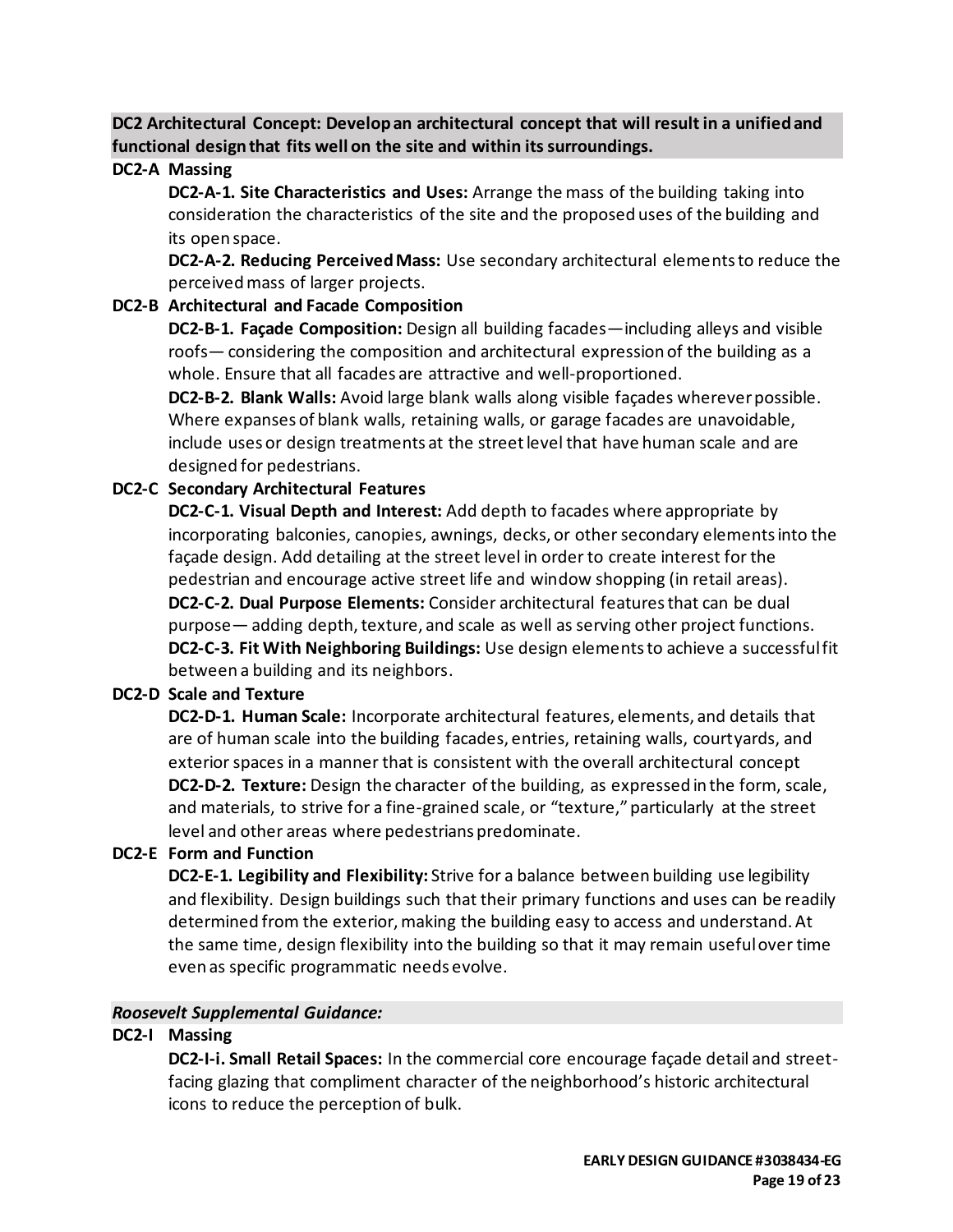**DC2 Architectural Concept: Develop an architectural concept that will result in a unified and functional design that fits well on the site and within its surroundings.**

**DC2-A Massing**

**DC2-A-1. Site Characteristics and Uses:** Arrange the mass of the building taking into consideration the characteristics of the site and the proposed uses of the building and its open space.

**DC2-A-2. Reducing Perceived Mass:** Use secondary architectural elements to reduce the perceived mass of larger projects.

**DC2-B Architectural and Facade Composition**

**DC2-B-1. Façade Composition:** Design all building facades—including alleys and visible roofs— considering the composition and architectural expression of the building as a whole. Ensure that all facades are attractive and well-proportioned.

**DC2-B-2. Blank Walls:** Avoid large blank walls along visible façades wherever possible. Where expanses of blank walls, retaining walls, or garage facades are unavoidable, include uses or design treatments at the street level that have human scale and are designed for pedestrians.

**DC2-C Secondary Architectural Features**

**DC2-C-1. Visual Depth and Interest:** Add depth to facades where appropriate by incorporating balconies, canopies, awnings, decks, or other secondary elements into the façade design. Add detailing at the street level in order to create interest for the pedestrian and encourage active street life and window shopping (in retail areas).

**DC2-C-2. Dual Purpose Elements:** Consider architectural features that can be dual purpose— adding depth, texture, and scale as well as serving other project functions.

**DC2-C-3. Fit With Neighboring Buildings:** Use design elements to achieve a successful fit between a building and its neighbors.

**DC2-D Scale and Texture**

**DC2-D-1. Human Scale:** Incorporate architectural features, elements, and details that are of human scale into the building facades, entries, retaining walls, courtyards, and exterior spaces in a manner that is consistent with the overall architectural concept

**DC2-D-2. Texture:** Design the character of the building, as expressed in the form, scale, and materials, to strive for a fine-grained scale, or "texture," particularly at the street level and other areas where pedestrians predominate.

**DC2-E Form and Function**

**DC2-E-1. Legibility and Flexibility:** Strive for a balance between building use legibility and flexibility. Design buildings such that their primary functions and uses can be readily determined from the exterior, making the building easy to access and understand. At the same time, design flexibility into the building so that it may remain useful over time even as specific programmatic needs evolve.

***Roosevelt Supplemental Guidance:***

**DC2-I Massing**

**DC2-I-i. Small Retail Spaces:** In the commercial core encourage façade detail and street-facing glazing that compliment character of the neighborhood's historic architectural icons to reduce the perception of bulk.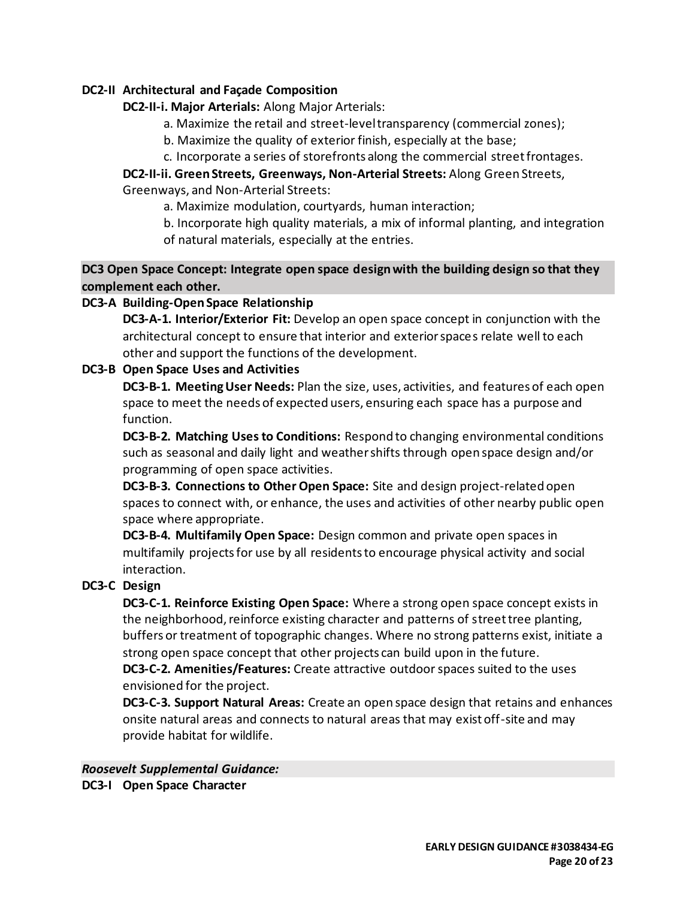**DC2-II Architectural and Façade Composition**

**DC2-II-i. Major Arterials:** Along Major Arterials:

a. Maximize the retail and street-level transparency (commercial zones);

b. Maximize the quality of exterior finish, especially at the base;

c. Incorporate a series of storefronts along the commercial street frontages.

**DC2-II-ii. Green Streets, Greenways, Non-Arterial Streets:** Along Green Streets, Greenways, and Non-Arterial Streets:

a. Maximize modulation, courtyards, human interaction;

b. Incorporate high quality materials, a mix of informal planting, and integration of natural materials, especially at the entries.

## DC3 Open Space Concept: Integrate open space design with the building design so that they complement each other.

**DC3-A Building-Open Space Relationship**

**DC3-A-1. Interior/Exterior Fit:** Develop an open space concept in conjunction with the architectural concept to ensure that interior and exterior spaces relate well to each other and support the functions of the development.

**DC3-B Open Space Uses and Activities**

**DC3-B-1. Meeting User Needs:** Plan the size, uses, activities, and features of each open space to meet the needs of expected users, ensuring each space has a purpose and function.

**DC3-B-2. Matching Uses to Conditions:** Respond to changing environmental conditions such as seasonal and daily light and weather shifts through open space design and/or programming of open space activities.

**DC3-B-3. Connections to Other Open Space:** Site and design project-related open spaces to connect with, or enhance, the uses and activities of other nearby public open space where appropriate.

**DC3-B-4. Multifamily Open Space:** Design common and private open spaces in multifamily projects for use by all residents to encourage physical activity and social interaction.

**DC3-C Design**

**DC3-C-1. Reinforce Existing Open Space:** Where a strong open space concept exists in the neighborhood, reinforce existing character and patterns of street tree planting, buffers or treatment of topographic changes. Where no strong patterns exist, initiate a strong open space concept that other projects can build upon in the future.

**DC3-C-2. Amenities/Features:** Create attractive outdoor spaces suited to the uses envisioned for the project.

**DC3-C-3. Support Natural Areas:** Create an open space design that retains and enhances onsite natural areas and connects to natural areas that may exist off-site and may provide habitat for wildlife.

***Roosevelt Supplemental Guidance:***

**DC3-I Open Space Character**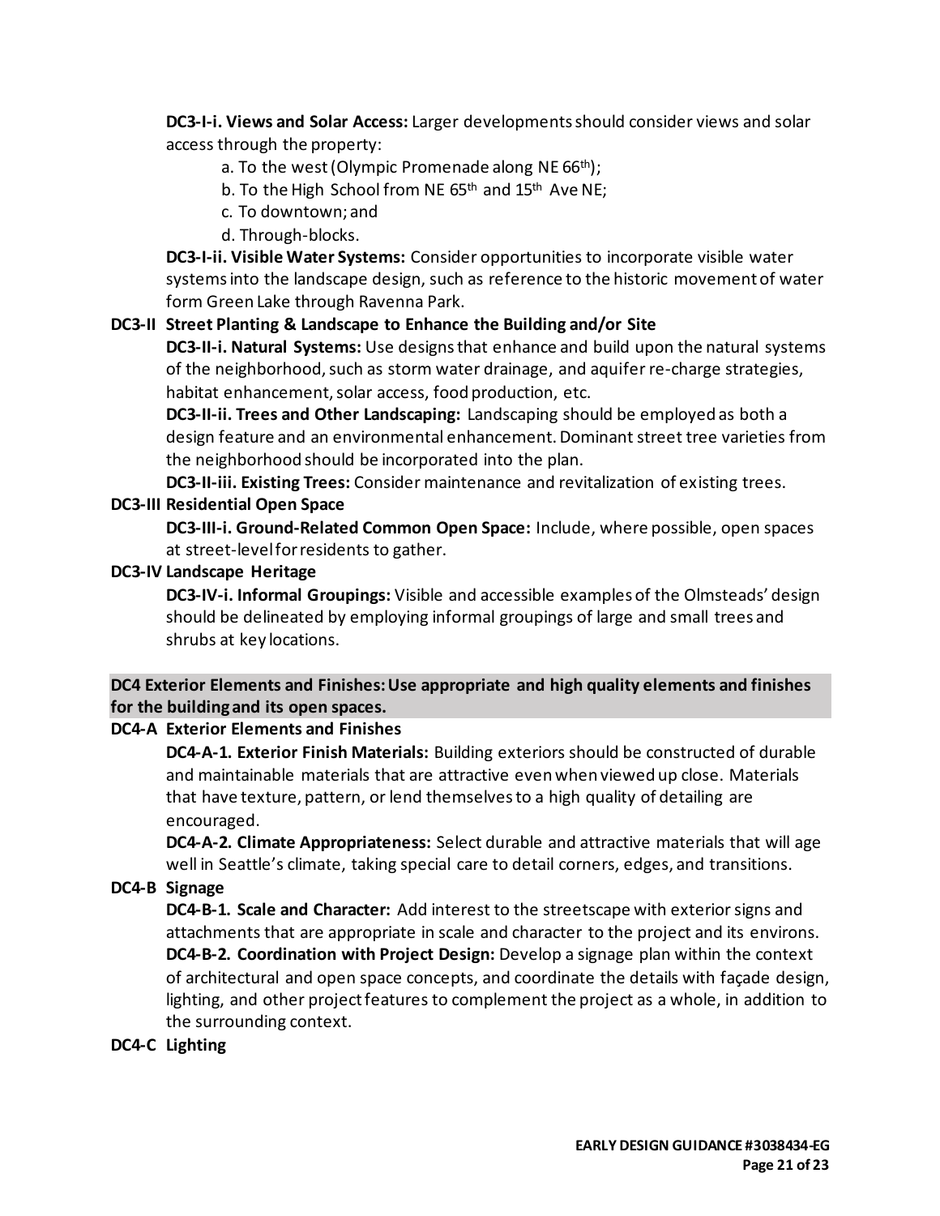**DC3-I-i. Views and Solar Access:** Larger developments should consider views and solar access through the property:

a. To the west (Olympic Promenade along NE 66th);
b. To the High School from NE 65th and 15th Ave NE;
c. To downtown; and
d. Through-blocks.

**DC3-I-ii. Visible Water Systems:** Consider opportunities to incorporate visible water systems into the landscape design, such as reference to the historic movement of water form Green Lake through Ravenna Park.

**DC3-II Street Planting & Landscape to Enhance the Building and/or Site**

**DC3-II-i. Natural Systems:** Use designs that enhance and build upon the natural systems of the neighborhood, such as storm water drainage, and aquifer re-charge strategies, habitat enhancement, solar access, food production, etc.

**DC3-II-ii. Trees and Other Landscaping:** Landscaping should be employed as both a design feature and an environmental enhancement. Dominant street tree varieties from the neighborhood should be incorporated into the plan.

**DC3-II-iii. Existing Trees:** Consider maintenance and revitalization of existing trees.

**DC3-III Residential Open Space**

**DC3-III-i. Ground-Related Common Open Space:** Include, where possible, open spaces at street-level for residents to gather.

**DC3-IV Landscape Heritage**

**DC3-IV-i. Informal Groupings:** Visible and accessible examples of the Olmsteads' design should be delineated by employing informal groupings of large and small trees and shrubs at key locations.

## DC4 Exterior Elements and Finishes: Use appropriate and high quality elements and finishes for the building and its open spaces.

**DC4-A Exterior Elements and Finishes**

**DC4-A-1. Exterior Finish Materials:** Building exteriors should be constructed of durable and maintainable materials that are attractive even when viewed up close. Materials that have texture, pattern, or lend themselves to a high quality of detailing are encouraged.

**DC4-A-2. Climate Appropriateness:** Select durable and attractive materials that will age well in Seattle's climate, taking special care to detail corners, edges, and transitions.

**DC4-B Signage**

**DC4-B-1. Scale and Character:** Add interest to the streetscape with exterior signs and attachments that are appropriate in scale and character to the project and its environs.

**DC4-B-2. Coordination with Project Design:** Develop a signage plan within the context of architectural and open space concepts, and coordinate the details with façade design, lighting, and other project features to complement the project as a whole, in addition to the surrounding context.

**DC4-C Lighting**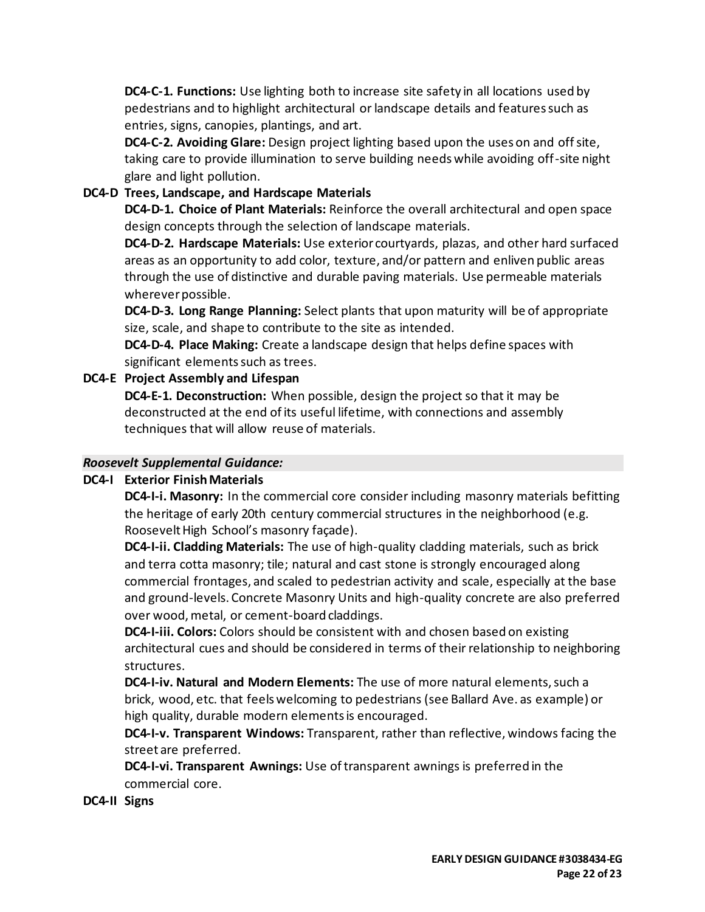**DC4-C-1. Functions:** Use lighting both to increase site safety in all locations used by pedestrians and to highlight architectural or landscape details and features such as entries, signs, canopies, plantings, and art.

**DC4-C-2. Avoiding Glare:** Design project lighting based upon the uses on and off site, taking care to provide illumination to serve building needs while avoiding off-site night glare and light pollution.

**DC4-D Trees, Landscape, and Hardscape Materials**

**DC4-D-1. Choice of Plant Materials:** Reinforce the overall architectural and open space design concepts through the selection of landscape materials.

**DC4-D-2. Hardscape Materials:** Use exterior courtyards, plazas, and other hard surfaced areas as an opportunity to add color, texture, and/or pattern and enliven public areas through the use of distinctive and durable paving materials. Use permeable materials wherever possible.

**DC4-D-3. Long Range Planning:** Select plants that upon maturity will be of appropriate size, scale, and shape to contribute to the site as intended.

**DC4-D-4. Place Making:** Create a landscape design that helps define spaces with significant elements such as trees.

**DC4-E Project Assembly and Lifespan**

**DC4-E-1. Deconstruction:** When possible, design the project so that it may be deconstructed at the end of its useful lifetime, with connections and assembly techniques that will allow reuse of materials.

***Roosevelt Supplemental Guidance:***

**DC4-I Exterior Finish Materials**

**DC4-I-i. Masonry:** In the commercial core consider including masonry materials befitting the heritage of early 20th century commercial structures in the neighborhood (e.g. Roosevelt High School's masonry façade).

**DC4-I-ii. Cladding Materials:** The use of high-quality cladding materials, such as brick and terra cotta masonry; tile; natural and cast stone is strongly encouraged along commercial frontages, and scaled to pedestrian activity and scale, especially at the base and ground-levels. Concrete Masonry Units and high-quality concrete are also preferred over wood, metal, or cement-board claddings.

**DC4-I-iii. Colors:** Colors should be consistent with and chosen based on existing architectural cues and should be considered in terms of their relationship to neighboring structures.

**DC4-I-iv. Natural and Modern Elements:** The use of more natural elements, such a brick, wood, etc. that feels welcoming to pedestrians (see Ballard Ave. as example) or high quality, durable modern elements is encouraged.

**DC4-I-v. Transparent Windows:** Transparent, rather than reflective, windows facing the street are preferred.

**DC4-I-vi. Transparent Awnings:** Use of transparent awnings is preferred in the commercial core.

**DC4-II Signs**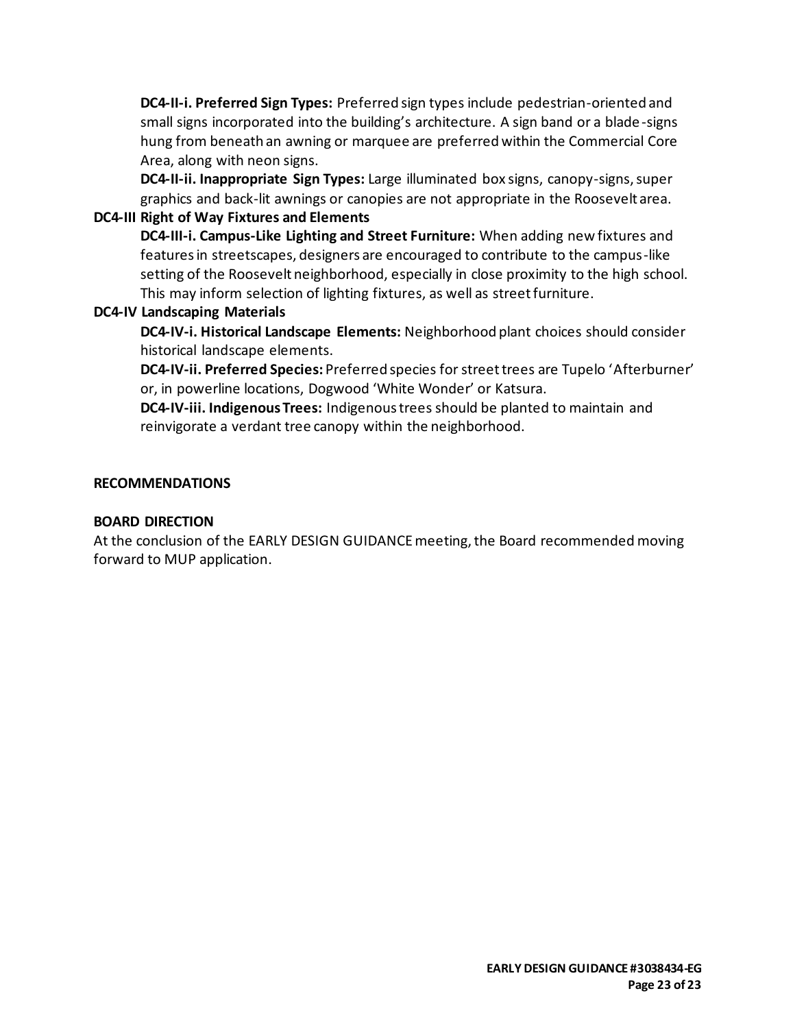**DC4-II-i. Preferred Sign Types:** Preferred sign types include pedestrian-oriented and small signs incorporated into the building's architecture. A sign band or a blade-signs hung from beneath an awning or marquee are preferred within the Commercial Core Area, along with neon signs.

**DC4-II-ii. Inappropriate Sign Types:** Large illuminated box signs, canopy-signs, super graphics and back-lit awnings or canopies are not appropriate in the Roosevelt area.

**DC4-III Right of Way Fixtures and Elements**

**DC4-III-i. Campus-Like Lighting and Street Furniture:** When adding new fixtures and features in streetscapes, designers are encouraged to contribute to the campus-like setting of the Roosevelt neighborhood, especially in close proximity to the high school. This may inform selection of lighting fixtures, as well as street furniture.

**DC4-IV Landscaping Materials**

**DC4-IV-i. Historical Landscape Elements:** Neighborhood plant choices should consider historical landscape elements.

**DC4-IV-ii. Preferred Species:** Preferred species for street trees are Tupelo 'Afterburner' or, in powerline locations, Dogwood 'White Wonder' or Katsura.

**DC4-IV-iii. Indigenous Trees:** Indigenous trees should be planted to maintain and reinvigorate a verdant tree canopy within the neighborhood.

**RECOMMENDATIONS**

**BOARD DIRECTION**

At the conclusion of the EARLY DESIGN GUIDANCE meeting, the Board recommended moving forward to MUP application.